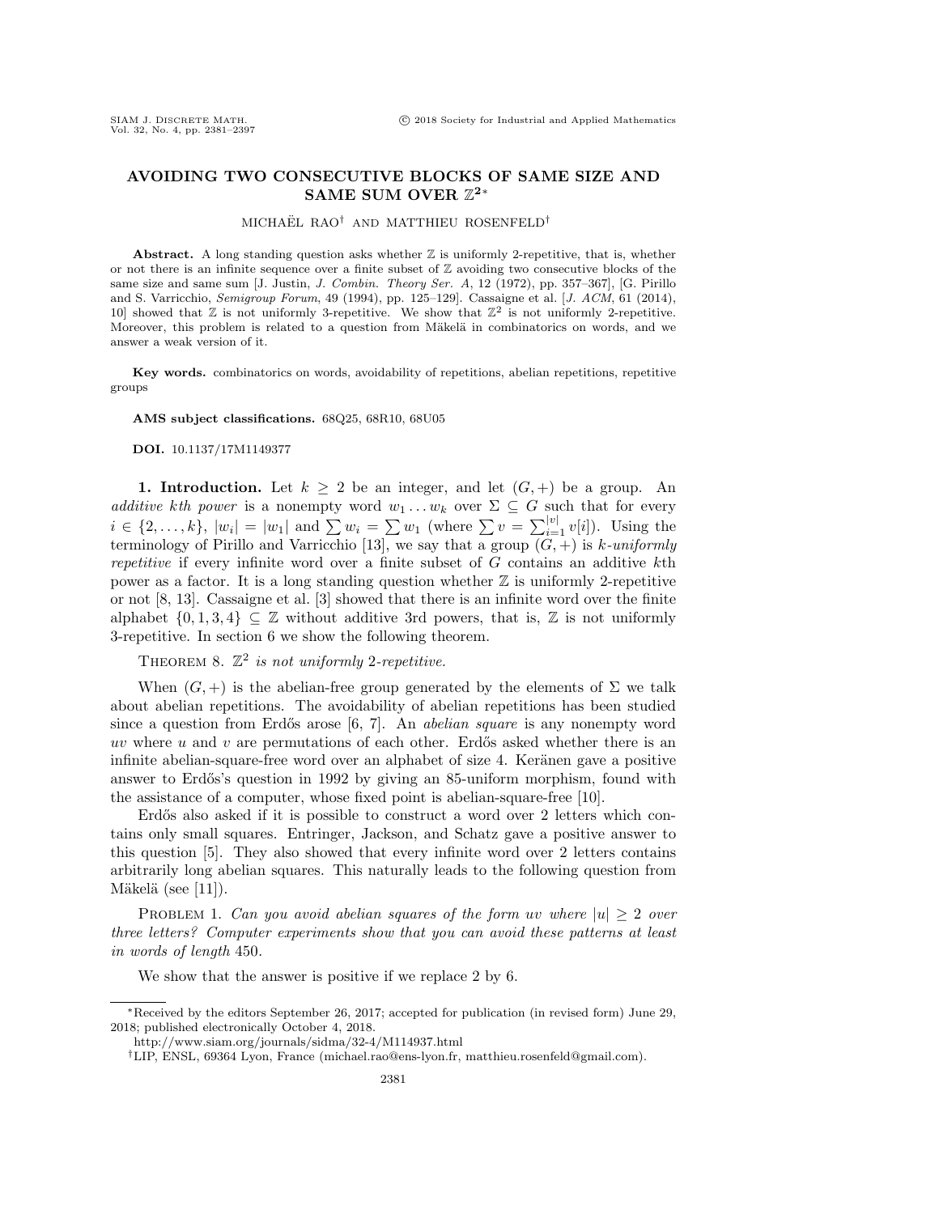# AVOIDING TWO CONSECUTIVE BLOCKS OF SAME SIZE AND SAME SUM OVER $\mathbb{Z}^2$*

MICHAËL RAO† AND MATTHIEU ROSENFELD†

**Abstract.** A long standing question asks whether $\mathbb{Z}$ is uniformly 2-repetitive, that is, whether or not there is an infinite sequence over a finite subset of $\mathbb{Z}$ avoiding two consecutive blocks of the same size and same sum [J. Justin, *J. Combin. Theory Ser. A*, 12 (1972), pp. 357–367], [G. Pirillo and S. Varricchio, *Semigroup Forum*, 49 (1994), pp. 125–129]. Cassaigne et al. [*J. ACM*, 61 (2014), 10] showed that $\mathbb{Z}$ is not uniformly 3-repetitive. We show that $\mathbb{Z}^2$ is not uniformly 2-repetitive. Moreover, this problem is related to a question from Mäkelä in combinatorics on words, and we answer a weak version of it.

**Key words.** combinatorics on words, avoidability of repetitions, abelian repetitions, repetitive groups

**AMS subject classifications.** 68Q25, 68R10, 68U05

**DOI.** 10.1137/17M1149377

**1. Introduction.** Let $k \geq 2$ be an integer, and let $(G, +)$ be a group. An *additive kth power* is a nonempty word $w_1 \dots w_k$ over $\Sigma \subseteq G$ such that for every $i \in \{2, \dots, k\}$, $|w_i| = |w_1|$ and $\sum w_i = \sum w_1$ (where $\sum v = \sum_{i=1}^{|v|} v[i]$). Using the terminology of Pirillo and Varricchio [13], we say that a group $(G, +)$ is *k-uniformly repetitive* if every infinite word over a finite subset of $G$ contains an additive $k$th power as a factor. It is a long standing question whether $\mathbb{Z}$ is uniformly 2-repetitive or not [8, 13]. Cassaigne et al. [3] showed that there is an infinite word over the finite alphabet $\{0, 1, 3, 4\} \subseteq \mathbb{Z}$ without additive 3rd powers, that is, $\mathbb{Z}$ is not uniformly 3-repetitive. In section 6 we show the following theorem.

THEOREM 8. *$\mathbb{Z}^2$ is not uniformly 2-repetitive.*

When $(G, +)$ is the abelian-free group generated by the elements of $\Sigma$ we talk about abelian repetitions. The avoidability of abelian repetitions has been studied since a question from Erdős arose [6, 7]. An *abelian square* is any nonempty word $uv$ where $u$ and $v$ are permutations of each other. Erdős asked whether there is an infinite abelian-square-free word over an alphabet of size 4. Keränen gave a positive answer to Erdős's question in 1992 by giving an 85-uniform morphism, found with the assistance of a computer, whose fixed point is abelian-square-free [10].

Erdős also asked if it is possible to construct a word over 2 letters which contains only small squares. Entringer, Jackson, and Schatz gave a positive answer to this question [5]. They also showed that every infinite word over 2 letters contains arbitrarily long abelian squares. This naturally leads to the following question from Mäkelä (see [11]).

PROBLEM 1. *Can you avoid abelian squares of the form $uv$ where $|u| \geq 2$ over three letters? Computer experiments show that you can avoid these patterns at least in words of length 450.*

We show that the answer is positive if we replace 2 by 6.

---

*Received by the editors September 26, 2017; accepted for publication (in revised form) June 29, 2018; published electronically October 4, 2018.
http://www.siam.org/journals/sidma/32-4/M114937.html

†LIP, ENSL, 69364 Lyon, France (michael.rao@ens-lyon.fr, matthieu.rosenfeld@gmail.com).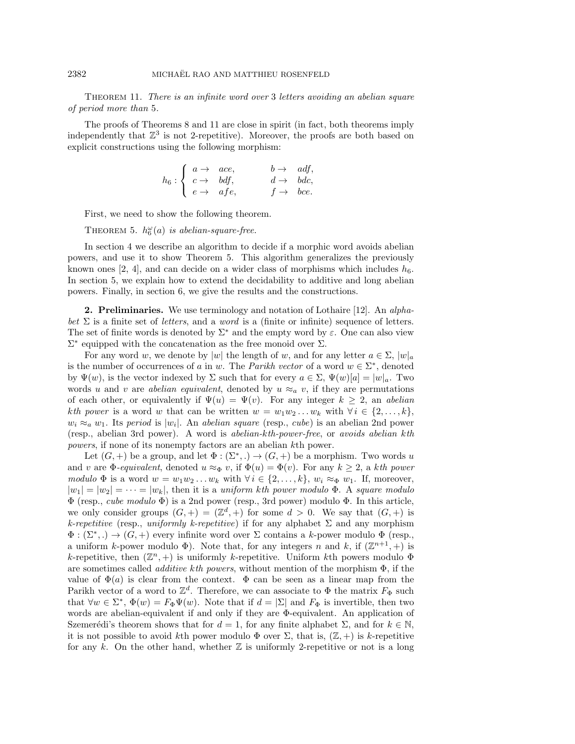Theorem 11. *There is an infinite word over* 3 *letters avoiding an abelian square of period more than* 5.

The proofs of Theorems 8 and 11 are close in spirit (in fact, both theorems imply independently that $\mathbb{Z}^3$ is not 2-repetitive). Moreover, the proofs are both based on explicit constructions using the following morphism:

$$h_6 : \begin{cases} a \to & ace, & b \to & adf, \\ c \to & bdf, & d \to & bdc, \\ e \to & afe, & f \to & bce. \end{cases}$$

First, we need to show the following theorem.

Theorem 5. *$h_6^\omega(a)$ is abelian-square-free.*

In section 4 we describe an algorithm to decide if a morphic word avoids abelian powers, and use it to show Theorem 5. This algorithm generalizes the previously known ones [2, 4], and can decide on a wider class of morphisms which includes $h_6$. In section 5, we explain how to extend the decidability to additive and long abelian powers. Finally, in section 6, we give the results and the constructions.

## 2. Preliminaries.

We use terminology and notation of Lothaire [12]. An *alphabet* $\Sigma$ is a finite set of *letters*, and a *word* is a (finite or infinite) sequence of letters. The set of finite words is denoted by $\Sigma^*$ and the empty word by $\varepsilon$. One can also view $\Sigma^*$ equipped with the concatenation as the free monoid over $\Sigma$.

For any word $w$, we denote by $|w|$ the length of $w$, and for any letter $a \in \Sigma$, $|w|_a$ is the number of occurrences of $a$ in $w$. The *Parikh vector* of a word $w \in \Sigma^*$, denoted by $\Psi(w)$, is the vector indexed by $\Sigma$ such that for every $a \in \Sigma$, $\Psi(w)[a] = |w|_a$. Two words $u$ and $v$ are *abelian equivalent*, denoted by $u \approx_a v$, if they are permutations of each other, or equivalently if $\Psi(u) = \Psi(v)$. For any integer $k \geq 2$, an *abelian kth power* is a word $w$ that can be written $w = w_1 w_2 \dots w_k$ with $\forall\, i \in \{2, \dots, k\}$, $w_i \approx_a w_1$. Its *period* is $|w_i|$. An *abelian square* (resp., *cube*) is an abelian 2nd power (resp., abelian 3rd power). A word is *abelian-kth-power-free*, or *avoids abelian kth powers*, if none of its nonempty factors are an abelian $k$th power.

Let $(G, +)$ be a group, and let $\Phi : (\Sigma^*, .) \to (G, +)$ be a morphism. Two words $u$ and $v$ are *$\Phi$-equivalent*, denoted $u \approx_\Phi v$, if $\Phi(u) = \Phi(v)$. For any $k \geq 2$, a *kth power modulo $\Phi$* is a word $w = w_1 w_2 \dots w_k$ with $\forall\, i \in \{2, \dots, k\}$, $w_i \approx_\Phi w_1$. If, moreover, $|w_1| = |w_2| = \dots = |w_k|$, then it is a *uniform kth power modulo $\Phi$*. A *square modulo $\Phi$* (resp., *cube modulo $\Phi$*) is a 2nd power (resp., 3rd power) modulo $\Phi$. In this article, we only consider groups $(G, +) = (\mathbb{Z}^d, +)$ for some $d > 0$. We say that $(G, +)$ is *k-repetitive* (resp., *uniformly k-repetitive*) if for any alphabet $\Sigma$ and any morphism $\Phi : (\Sigma^*, .) \to (G, +)$ every infinite word over $\Sigma$ contains a $k$-power modulo $\Phi$ (resp., a uniform $k$-power modulo $\Phi$). Note that, for any integers $n$ and $k$, if $(\mathbb{Z}^{n+1}, +)$ is $k$-repetitive, then $(\mathbb{Z}^n, +)$ is uniformly $k$-repetitive. Uniform $k$th powers modulo $\Phi$ are sometimes called *additive kth powers*, without mention of the morphism $\Phi$, if the value of $\Phi(a)$ is clear from the context. $\Phi$ can be seen as a linear map from the Parikh vector of a word to $\mathbb{Z}^d$. Therefore, we can associate to $\Phi$ the matrix $F_\Phi$ such that $\forall w \in \Sigma^*$, $\Phi(w) = F_\Phi \Psi(w)$. Note that if $d = |\Sigma|$ and $F_\Phi$ is invertible, then two words are abelian-equivalent if and only if they are $\Phi$-equivalent. An application of Szemerédi's theorem shows that for $d = 1$, for any finite alphabet $\Sigma$, and for $k \in \mathbb{N}$, it is not possible to avoid $k$th power modulo $\Phi$ over $\Sigma$, that is, $(\mathbb{Z}, +)$ is $k$-repetitive for any $k$. On the other hand, whether $\mathbb{Z}$ is uniformly 2-repetitive or not is a long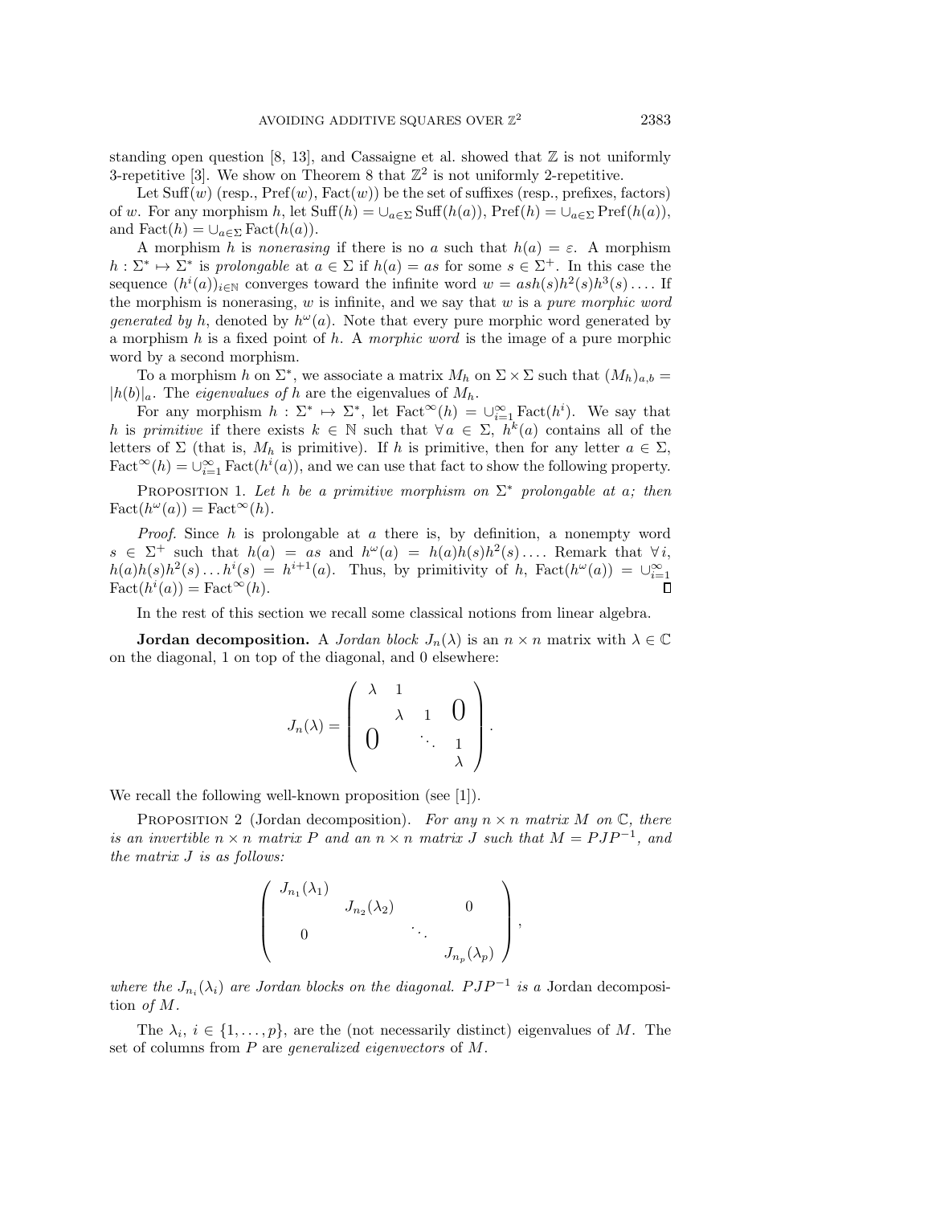standing open question [8, 13], and Cassaigne et al. showed that $\mathbb{Z}$ is not uniformly 3-repetitive [3]. We show on Theorem 8 that $\mathbb{Z}^2$ is not uniformly 2-repetitive.

Let $\mathrm{Suff}(w)$ (resp., $\mathrm{Pref}(w)$, $\mathrm{Fact}(w)$) be the set of suffixes (resp., prefixes, factors) of $w$. For any morphism $h$, let $\mathrm{Suff}(h) = \cup_{a\in\Sigma} \mathrm{Suff}(h(a))$, $\mathrm{Pref}(h) = \cup_{a\in\Sigma} \mathrm{Pref}(h(a))$, and $\mathrm{Fact}(h) = \cup_{a\in\Sigma} \mathrm{Fact}(h(a))$.

A morphism $h$ is *nonerasing* if there is no $a$ such that $h(a) = \varepsilon$. A morphism $h : \Sigma^* \mapsto \Sigma^*$ is *prolongable* at $a \in \Sigma$ if $h(a) = as$ for some $s \in \Sigma^+$. In this case the sequence $(h^i(a))_{i\in\mathbb{N}}$ converges toward the infinite word $w = ash(s)h^2(s)h^3(s)\dots$. If the morphism is nonerasing, $w$ is infinite, and we say that $w$ is a *pure morphic word generated by* $h$, denoted by $h^\omega(a)$. Note that every pure morphic word generated by a morphism $h$ is a fixed point of $h$. A *morphic word* is the image of a pure morphic word by a second morphism.

To a morphism $h$ on $\Sigma^*$, we associate a matrix $M_h$ on $\Sigma \times \Sigma$ such that $(M_h)_{a,b} = |h(b)|_a$. The *eigenvalues of* $h$ are the eigenvalues of $M_h$.

For any morphism $h : \Sigma^* \mapsto \Sigma^*$, let $\mathrm{Fact}^\infty(h) = \cup_{i=1}^\infty \mathrm{Fact}(h^i)$. We say that $h$ is *primitive* if there exists $k \in \mathbb{N}$ such that $\forall\, a \in \Sigma$, $h^k(a)$ contains all of the letters of $\Sigma$ (that is, $M_h$ is primitive). If $h$ is primitive, then for any letter $a \in \Sigma$, $\mathrm{Fact}^\infty(h) = \cup_{i=1}^\infty \mathrm{Fact}(h^i(a))$, and we can use that fact to show the following property.

PROPOSITION 1. *Let $h$ be a primitive morphism on $\Sigma^*$ prolongable at $a$; then* $\mathrm{Fact}(h^\omega(a)) = \mathrm{Fact}^\infty(h)$.

*Proof.* Since $h$ is prolongable at $a$ there is, by definition, a nonempty word $s \in \Sigma^+$ such that $h(a) = as$ and $h^\omega(a) = h(a)h(s)h^2(s)\dots$. Remark that $\forall\, i$, $h(a)h(s)h^2(s)\dots h^i(s) = h^{i+1}(a)$. Thus, by primitivity of $h$, $\mathrm{Fact}(h^\omega(a)) = \cup_{i=1}^\infty \mathrm{Fact}(h^i(a)) = \mathrm{Fact}^\infty(h)$. ∎

In the rest of this section we recall some classical notions from linear algebra.

**Jordan decomposition.** A *Jordan block* $J_n(\lambda)$ is an $n \times n$ matrix with $\lambda \in \mathbb{C}$ on the diagonal, 1 on top of the diagonal, and 0 elsewhere:

$$J_n(\lambda) = \begin{pmatrix} \lambda & 1 & & \\ & \lambda & 1 & 0 \\ 0 & & \ddots & 1 \\ & & & \lambda \end{pmatrix}.$$

We recall the following well-known proposition (see [1]).

PROPOSITION 2 (Jordan decomposition). *For any $n \times n$ matrix $M$ on $\mathbb{C}$, there is an invertible $n \times n$ matrix $P$ and an $n \times n$ matrix $J$ such that $M = PJP^{-1}$, and the matrix $J$ is as follows:*

$$\begin{pmatrix} J_{n_1}(\lambda_1) & & & \\ & J_{n_2}(\lambda_2) & & 0 \\ 0 & & \ddots & \\ & & & J_{n_p}(\lambda_p) \end{pmatrix},$$

*where the $J_{n_i}(\lambda_i)$ are Jordan blocks on the diagonal. $PJP^{-1}$ is a* Jordan decomposition *of $M$.*

The $\lambda_i$, $i \in \{1,\dots,p\}$, are the (not necessarily distinct) eigenvalues of $M$. The set of columns from $P$ are *generalized eigenvectors* of $M$.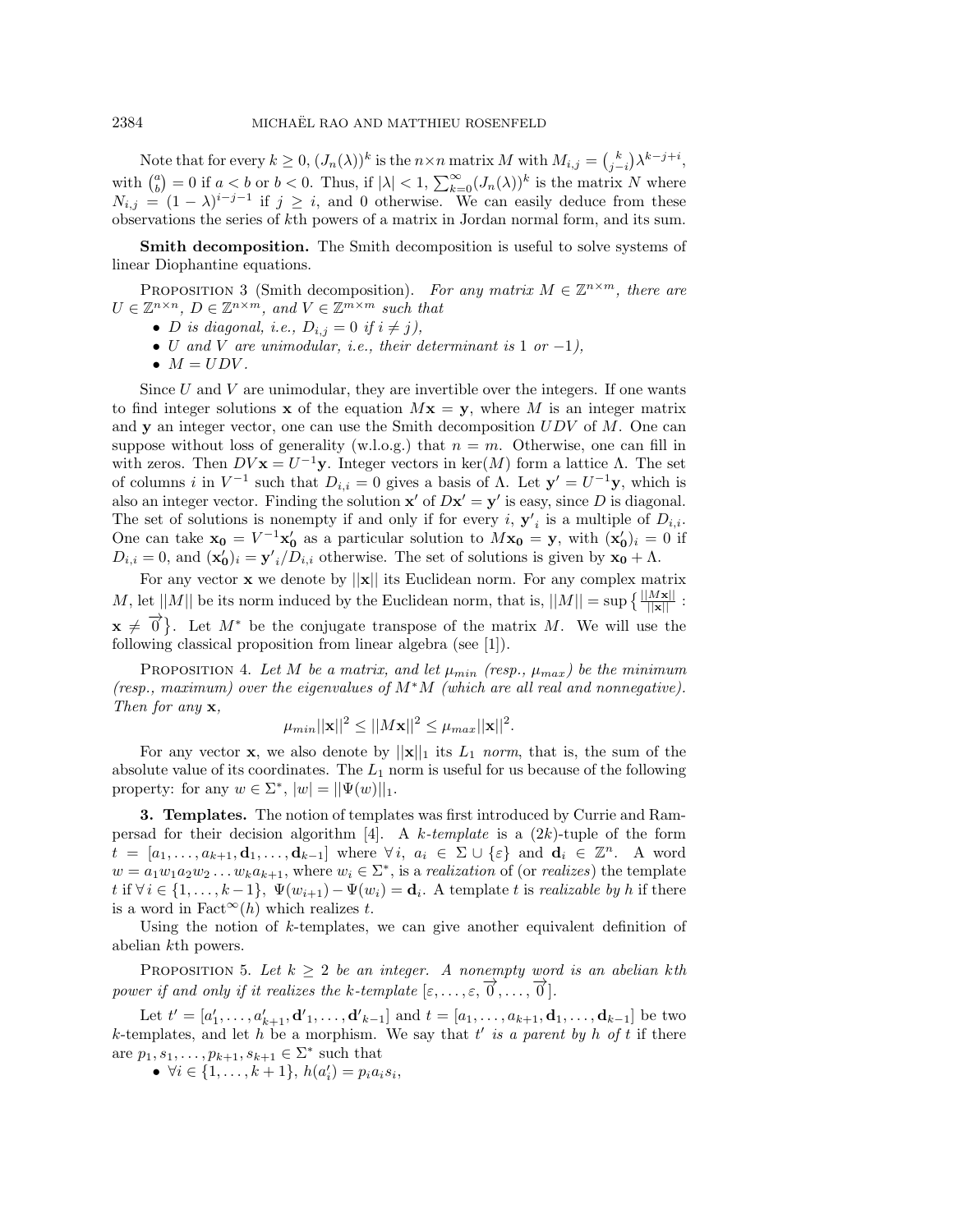Note that for every $k \geq 0$, $(J_n(\lambda))^k$ is the $n \times n$ matrix $M$ with $M_{i,j} = \binom{k}{j-i}\lambda^{k-j+i}$, with $\binom{a}{b} = 0$ if $a < b$ or $b < 0$. Thus, if $|\lambda| < 1$, $\sum_{k=0}^{\infty}(J_n(\lambda))^k$ is the matrix $N$ where $N_{i,j} = (1-\lambda)^{i-j-1}$ if $j \geq i$, and 0 otherwise. We can easily deduce from these observations the series of $k$th powers of a matrix in Jordan normal form, and its sum.

**Smith decomposition.** The Smith decomposition is useful to solve systems of linear Diophantine equations.

Proposition 3 (Smith decomposition). *For any matrix $M \in \mathbb{Z}^{n\times m}$, there are $U \in \mathbb{Z}^{n\times n}$, $D \in \mathbb{Z}^{n\times m}$, and $V \in \mathbb{Z}^{m\times m}$ such that*

- *$D$ is diagonal, i.e., $D_{i,j} = 0$ if $i \neq j$),*
- *$U$ and $V$ are unimodular, i.e., their determinant is 1 or $-1$),*
- *$M = UDV$.*

Since $U$ and $V$ are unimodular, they are invertible over the integers. If one wants to find integer solutions $\mathbf{x}$ of the equation $M\mathbf{x} = \mathbf{y}$, where $M$ is an integer matrix and $\mathbf{y}$ an integer vector, one can use the Smith decomposition $UDV$ of $M$. One can suppose without loss of generality (w.l.o.g.) that $n = m$. Otherwise, one can fill in with zeros. Then $DV\mathbf{x} = U^{-1}\mathbf{y}$. Integer vectors in $\ker(M)$ form a lattice $\Lambda$. The set of columns $i$ in $V^{-1}$ such that $D_{i,i} = 0$ gives a basis of $\Lambda$. Let $\mathbf{y}' = U^{-1}\mathbf{y}$, which is also an integer vector. Finding the solution $\mathbf{x}'$ of $D\mathbf{x}' = \mathbf{y}'$ is easy, since $D$ is diagonal. The set of solutions is nonempty if and only if for every $i$, $\mathbf{y}'_i$ is a multiple of $D_{i,i}$. One can take $\mathbf{x_0} = V^{-1}\mathbf{x_0'}$ as a particular solution to $M\mathbf{x_0} = \mathbf{y}$, with $(\mathbf{x_0'})_i = 0$ if $D_{i,i} = 0$, and $(\mathbf{x_0'})_i = \mathbf{y}'_i/D_{i,i}$ otherwise. The set of solutions is given by $\mathbf{x_0} + \Lambda$.

For any vector $\mathbf{x}$ we denote by $||\mathbf{x}||$ its Euclidean norm. For any complex matrix $M$, let $||M||$ be its norm induced by the Euclidean norm, that is, $||M|| = \sup\left\{\frac{||M\mathbf{x}||}{||\mathbf{x}||} : \mathbf{x} \neq \overrightarrow{0}\right\}$. Let $M^*$ be the conjugate transpose of the matrix $M$. We will use the following classical proposition from linear algebra (see [1]).

Proposition 4. *Let $M$ be a matrix, and let $\mu_{min}$ (resp., $\mu_{max}$) be the minimum (resp., maximum) over the eigenvalues of $M^*M$ (which are all real and nonnegative). Then for any $\mathbf{x}$,*

$$\mu_{min}||\mathbf{x}||^2 \leq ||M\mathbf{x}||^2 \leq \mu_{max}||\mathbf{x}||^2.$$

For any vector $\mathbf{x}$, we also denote by $||\mathbf{x}||_1$ its $L_1$ *norm*, that is, the sum of the absolute value of its coordinates. The $L_1$ norm is useful for us because of the following property: for any $w \in \Sigma^*$, $|w| = ||\Psi(w)||_1$.

**3. Templates.** The notion of templates was first introduced by Currie and Rampersad for their decision algorithm [4]. A *$k$-template* is a $(2k)$-tuple of the form $t = [a_1, \ldots, a_{k+1}, \mathbf{d}_1, \ldots, \mathbf{d}_{k-1}]$ where $\forall\, i$, $a_i \in \Sigma \cup \{\varepsilon\}$ and $\mathbf{d}_i \in \mathbb{Z}^n$. A word $w = a_1w_1a_2w_2\ldots w_ka_{k+1}$, where $w_i \in \Sigma^*$, is a *realization* of (or *realizes*) the template $t$ if $\forall\, i \in \{1, \ldots, k-1\}$, $\Psi(w_{i+1}) - \Psi(w_i) = \mathbf{d}_i$. A template $t$ is *realizable by $h$* if there is a word in $\mathrm{Fact}^{\infty}(h)$ which realizes $t$.

Using the notion of $k$-templates, we can give another equivalent definition of abelian $k$th powers.

Proposition 5. *Let $k \geq 2$ be an integer. A nonempty word is an abelian $k$th power if and only if it realizes the $k$-template $[\varepsilon, \ldots, \varepsilon, \overrightarrow{0}, \ldots, \overrightarrow{0}]$.*

Let $t' = [a'_1, \ldots, a'_{k+1}, \mathbf{d'}_1, \ldots, \mathbf{d'}_{k-1}]$ and $t = [a_1, \ldots, a_{k+1}, \mathbf{d}_1, \ldots, \mathbf{d}_{k-1}]$ be two $k$-templates, and let $h$ be a morphism. We say that *$t'$ is a parent by $h$ of $t$* if there are $p_1, s_1, \ldots, p_{k+1}, s_{k+1} \in \Sigma^*$ such that

- $\forall i \in \{1, \ldots, k+1\}$, $h(a'_i) = p_ia_is_i$,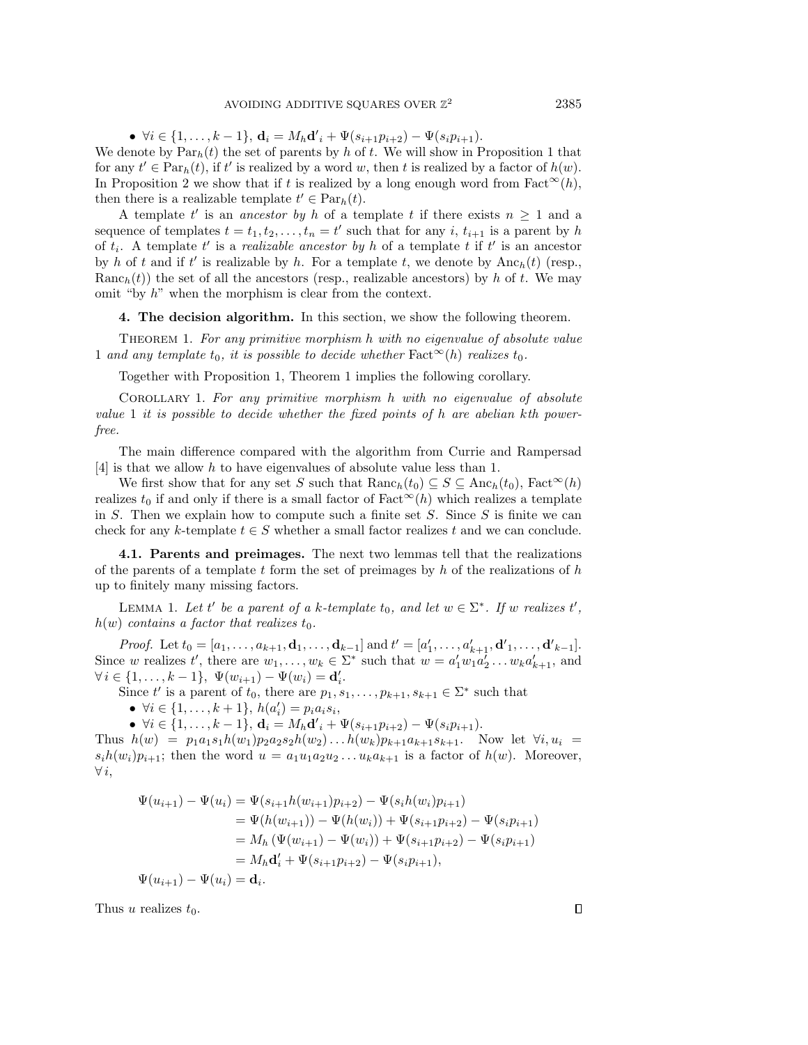- $\forall i \in \{1, \ldots, k-1\}$, $\mathbf{d}_i = M_h \mathbf{d'}_i + \Psi(s_{i+1}p_{i+2}) - \Psi(s_i p_{i+1})$.

We denote by $\mathrm{Par}_h(t)$ the set of parents by $h$ of $t$. We will show in Proposition 1 that for any $t' \in \mathrm{Par}_h(t)$, if $t'$ is realized by a word $w$, then $t$ is realized by a factor of $h(w)$. In Proposition 2 we show that if $t$ is realized by a long enough word from $\mathrm{Fact}^\infty(h)$, then there is a realizable template $t' \in \mathrm{Par}_h(t)$.

A template $t'$ is an *ancestor by* $h$ of a template $t$ if there exists $n \geq 1$ and a sequence of templates $t = t_1, t_2, \ldots, t_n = t'$ such that for any $i$, $t_{i+1}$ is a parent by $h$ of $t_i$. A template $t'$ is a *realizable ancestor by* $h$ of a template $t$ if $t'$ is an ancestor by $h$ of $t$ and if $t'$ is realizable by $h$. For a template $t$, we denote by $\mathrm{Anc}_h(t)$ (resp., $\mathrm{Ranc}_h(t)$) the set of all the ancestors (resp., realizable ancestors) by $h$ of $t$. We may omit "by $h$" when the morphism is clear from the context.

## 4. The decision algorithm.

In this section, we show the following theorem.

Theorem 1. *For any primitive morphism $h$ with no eigenvalue of absolute value 1 and any template $t_0$, it is possible to decide whether $\mathrm{Fact}^\infty(h)$ realizes $t_0$.*

Together with Proposition 1, Theorem 1 implies the following corollary.

Corollary 1. *For any primitive morphism $h$ with no eigenvalue of absolute value 1 it is possible to decide whether the fixed points of $h$ are abelian $k$th power-free.*

The main difference compared with the algorithm from Currie and Rampersad [4] is that we allow $h$ to have eigenvalues of absolute value less than 1.

We first show that for any set $S$ such that $\mathrm{Ranc}_h(t_0) \subseteq S \subseteq \mathrm{Anc}_h(t_0)$, $\mathrm{Fact}^\infty(h)$ realizes $t_0$ if and only if there is a small factor of $\mathrm{Fact}^\infty(h)$ which realizes a template in $S$. Then we explain how to compute such a finite set $S$. Since $S$ is finite we can check for any $k$-template $t \in S$ whether a small factor realizes $t$ and we can conclude.

### 4.1. Parents and preimages.

The next two lemmas tell that the realizations of the parents of a template $t$ form the set of preimages by $h$ of the realizations of $h$ up to finitely many missing factors.

Lemma 1. *Let $t'$ be a parent of a $k$-template $t_0$, and let $w \in \Sigma^*$. If $w$ realizes $t'$, $h(w)$ contains a factor that realizes $t_0$.*

*Proof.* Let $t_0 = [a_1, \ldots, a_{k+1}, \mathbf{d}_1, \ldots, \mathbf{d}_{k-1}]$ and $t' = [a'_1, \ldots, a'_{k+1}, \mathbf{d'}_1, \ldots, \mathbf{d'}_{k-1}]$. Since $w$ realizes $t'$, there are $w_1, \ldots, w_k \in \Sigma^*$ such that $w = a'_1 w_1 a'_2 \ldots w_k a'_{k+1}$, and $\forall\, i \in \{1, \ldots, k-1\}$, $\Psi(w_{i+1}) - \Psi(w_i) = \mathbf{d}'_i$.

Since $t'$ is a parent of $t_0$, there are $p_1, s_1, \ldots, p_{k+1}, s_{k+1} \in \Sigma^*$ such that

- $\forall i \in \{1, \ldots, k+1\}$, $h(a'_i) = p_i a_i s_i$,
- $\forall i \in \{1, \ldots, k-1\}$, $\mathbf{d}_i = M_h \mathbf{d'}_i + \Psi(s_{i+1}p_{i+2}) - \Psi(s_i p_{i+1})$.

Thus $h(w) = p_1 a_1 s_1 h(w_1) p_2 a_2 s_2 h(w_2) \ldots h(w_k) p_{k+1} a_{k+1} s_{k+1}$. Now let $\forall i, u_i = s_i h(w_i) p_{i+1}$; then the word $u = a_1 u_1 a_2 u_2 \ldots u_k a_{k+1}$ is a factor of $h(w)$. Moreover, $\forall\, i$,

$$
\begin{aligned}
\Psi(u_{i+1}) - \Psi(u_i) &= \Psi(s_{i+1} h(w_{i+1}) p_{i+2}) - \Psi(s_i h(w_i) p_{i+1}) \\
&= \Psi(h(w_{i+1})) - \Psi(h(w_i)) + \Psi(s_{i+1}p_{i+2}) - \Psi(s_i p_{i+1}) \\
&= M_h \left(\Psi(w_{i+1}) - \Psi(w_i)\right) + \Psi(s_{i+1}p_{i+2}) - \Psi(s_i p_{i+1}) \\
&= M_h \mathbf{d'}_i + \Psi(s_{i+1}p_{i+2}) - \Psi(s_i p_{i+1}), \\
\Psi(u_{i+1}) - \Psi(u_i) &= \mathbf{d}_i.
\end{aligned}
$$

Thus $u$ realizes $t_0$. $\square$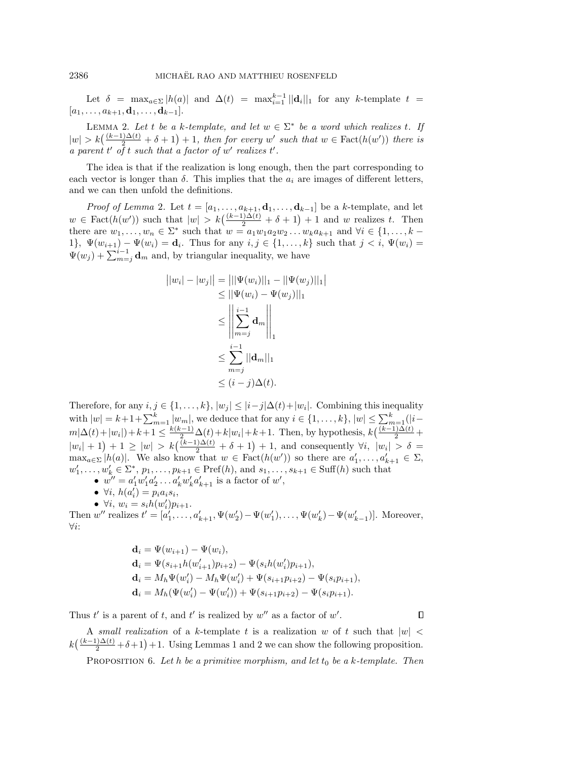Let $\delta = \max_{a\in\Sigma} |h(a)|$ and $\Delta(t) = \max_{i=1}^{k-1} ||\mathbf{d}_i||_1$ for any $k$-template $t = [a_1, \dots, a_{k+1}, \mathbf{d}_1, \dots, \mathbf{d}_{k-1}]$.

LEMMA 2. *Let $t$ be a $k$-template, and let $w \in \Sigma^*$ be a word which realizes $t$. If $|w| > k\big(\frac{(k-1)\Delta(t)}{2} + \delta + 1\big) + 1$, then for every $w'$ such that $w \in \mathrm{Fact}(h(w'))$ there is a parent $t'$ of $t$ such that a factor of $w'$ realizes $t'$.*

The idea is that if the realization is long enough, then the part corresponding to each vector is longer than $\delta$. This implies that the $a_i$ are images of different letters, and we can then unfold the definitions.

*Proof of Lemma* 2. Let $t = [a_1, \dots, a_{k+1}, \mathbf{d}_1, \dots, \mathbf{d}_{k-1}]$ be a $k$-template, and let $w \in \mathrm{Fact}(h(w'))$ such that $|w| > k\big(\frac{(k-1)\Delta(t)}{2} + \delta + 1\big) + 1$ and $w$ realizes $t$. Then there are $w_1, \dots, w_n \in \Sigma^*$ such that $w = a_1 w_1 a_2 w_2 \dots w_k a_{k+1}$ and $\forall i \in \{1, \dots, k-1\}$, $\Psi(w_{i+1}) - \Psi(w_i) = \mathbf{d}_i$. Thus for any $i, j \in \{1, \dots, k\}$ such that $j < i$, $\Psi(w_i) = \Psi(w_j) + \sum_{m=j}^{i-1} \mathbf{d}_m$ and, by triangular inequality, we have

$$
\begin{aligned}
\big||w_i| - |w_j|\big| &= \big|||\Psi(w_i)||_1 - ||\Psi(w_j)||_1\big| \\
&\leq ||\Psi(w_i) - \Psi(w_j)||_1 \\
&\leq \left|\left|\sum_{m=j}^{i-1} \mathbf{d}_m\right|\right|_1 \\
&\leq \sum_{m=j}^{i-1} ||\mathbf{d}_m||_1 \\
&\leq (i-j)\Delta(t).
\end{aligned}
$$

Therefore, for any $i, j \in \{1, \dots, k\}$, $|w_j| \leq |i-j|\Delta(t) + |w_i|$. Combining this inequality with $|w| = k+1+\sum_{m=1}^{k} |w_m|$, we deduce that for any $i \in \{1, \dots, k\}$, $|w| \leq \sum_{m=1}^{k}(|i-m|\Delta(t)+|w_i|)+k+1 \leq \frac{k(k-1)}{2}\Delta(t)+k|w_i|+k+1$. Then, by hypothesis, $k\big(\frac{(k-1)\Delta(t)}{2} + |w_i| + 1\big) + 1 \geq |w| > k\big(\frac{(k-1)\Delta(t)}{2} + \delta + 1\big) + 1$, and consequently $\forall i$, $|w_i| > \delta = \max_{a\in\Sigma} |h(a)|$. We also know that $w \in \mathrm{Fact}(h(w'))$ so there are $a'_1, \dots, a'_{k+1} \in \Sigma$, $w'_1, \dots, w'_k \in \Sigma^*$, $p_1, \dots, p_{k+1} \in \mathrm{Pref}(h)$, and $s_1, \dots, s_{k+1} \in \mathrm{Suff}(h)$ such that

- $w'' = a'_1 w'_1 a'_2 \dots a'_k w'_k a'_{k+1}$ is a factor of $w'$,
- $\forall i$, $h(a'_i) = p_i a_i s_i$,
- $\forall i$, $w_i = s_i h(w'_i) p_{i+1}$.

Then $w''$ realizes $t' = [a'_1, \dots, a'_{k+1}, \Psi(w'_2) - \Psi(w'_1), \dots, \Psi(w'_k) - \Psi(w'_{k-1})]$. Moreover, $\forall i$:

$$
\begin{aligned}
&\mathbf{d}_i = \Psi(w_{i+1}) - \Psi(w_i), \\
&\mathbf{d}_i = \Psi(s_{i+1} h(w'_{i+1}) p_{i+2}) - \Psi(s_i h(w'_i) p_{i+1}), \\
&\mathbf{d}_i = M_h \Psi(w'_i) - M_h \Psi(w'_i) + \Psi(s_{i+1} p_{i+2}) - \Psi(s_i p_{i+1}), \\
&\mathbf{d}_i = M_h(\Psi(w'_i) - \Psi(w'_i)) + \Psi(s_{i+1} p_{i+2}) - \Psi(s_i p_{i+1}).
\end{aligned}
$$

Thus $t'$ is a parent of $t$, and $t'$ is realized by $w''$ as a factor of $w'$. $\square$

A *small realization* of a $k$-template $t$ is a realization $w$ of $t$ such that $|w| < k\big(\frac{(k-1)\Delta(t)}{2} + \delta + 1\big) + 1$. Using Lemmas 1 and 2 we can show the following proposition.

PROPOSITION 6. *Let $h$ be a primitive morphism, and let $t_0$ be a $k$-template. Then*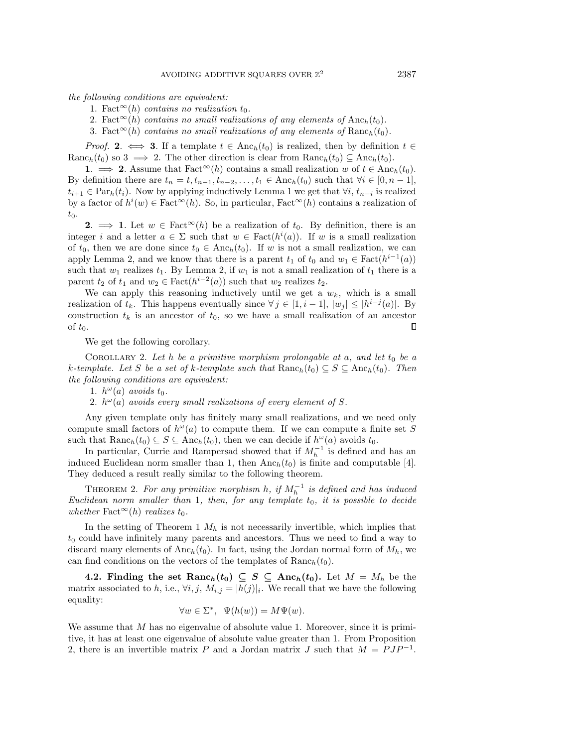*the following conditions are equivalent:*

1. $\mathrm{Fact}^\infty(h)$ *contains no realization* $t_0$.
2. $\mathrm{Fact}^\infty(h)$ *contains no small realizations of any elements of* $\mathrm{Anc}_h(t_0)$.
3. $\mathrm{Fact}^\infty(h)$ *contains no small realizations of any elements of* $\mathrm{Ranc}_h(t_0)$.

*Proof.* **2.** $\iff$ **3**. If a template $t \in \mathrm{Anc}_h(t_0)$ is realized, then by definition $t \in \mathrm{Ranc}_h(t_0)$ so 3 $\implies$ 2. The other direction is clear from $\mathrm{Ranc}_h(t_0) \subseteq \mathrm{Anc}_h(t_0)$.

**1.** $\implies$ **2**. Assume that $\mathrm{Fact}^\infty(h)$ contains a small realization $w$ of $t \in \mathrm{Anc}_h(t_0)$. By definition there are $t_n = t, t_{n-1}, t_{n-2}, \ldots, t_1 \in \mathrm{Anc}_h(t_0)$ such that $\forall i \in [0, n-1]$, $t_{i+1} \in \mathrm{Par}_h(t_i)$. Now by applying inductively Lemma 1 we get that $\forall i$, $t_{n-i}$ is realized by a factor of $h^i(w) \in \mathrm{Fact}^\infty(h)$. So, in particular, $\mathrm{Fact}^\infty(h)$ contains a realization of $t_0$.

**2.** $\implies$ **1**. Let $w \in \mathrm{Fact}^\infty(h)$ be a realization of $t_0$. By definition, there is an integer $i$ and a letter $a \in \Sigma$ such that $w \in \mathrm{Fact}(h^i(a))$. If $w$ is a small realization of $t_0$, then we are done since $t_0 \in \mathrm{Anc}_h(t_0)$. If $w$ is not a small realization, we can apply Lemma 2, and we know that there is a parent $t_1$ of $t_0$ and $w_1 \in \mathrm{Fact}(h^{i-1}(a))$ such that $w_1$ realizes $t_1$. By Lemma 2, if $w_1$ is not a small realization of $t_1$ there is a parent $t_2$ of $t_1$ and $w_2 \in \mathrm{Fact}(h^{i-2}(a))$ such that $w_2$ realizes $t_2$.

We can apply this reasoning inductively until we get a $w_k$, which is a small realization of $t_k$. This happens eventually since $\forall j \in [1, i-1]$, $|w_j| \leq |h^{i-j}(a)|$. By construction $t_k$ is an ancestor of $t_0$, so we have a small realization of an ancestor of $t_0$. $\square$

We get the following corollary.

Corollary 2. *Let $h$ be a primitive morphism prolongable at $a$, and let $t_0$ be a $k$-template. Let $S$ be a set of $k$-template such that $\mathrm{Ranc}_h(t_0) \subseteq S \subseteq \mathrm{Anc}_h(t_0)$. Then the following conditions are equivalent:*

1. $h^\omega(a)$ *avoids* $t_0$.
2. $h^\omega(a)$ *avoids every small realizations of every element of* $S$.

Any given template only has finitely many small realizations, and we need only compute small factors of $h^\omega(a)$ to compute them. If we can compute a finite set $S$ such that $\mathrm{Ranc}_h(t_0) \subseteq S \subseteq \mathrm{Anc}_h(t_0)$, then we can decide if $h^\omega(a)$ avoids $t_0$.

In particular, Currie and Rampersad showed that if $M_h^{-1}$ is defined and has an induced Euclidean norm smaller than 1, then $\mathrm{Anc}_h(t_0)$ is finite and computable [4]. They deduced a result really similar to the following theorem.

Theorem 2. *For any primitive morphism $h$, if $M_h^{-1}$ is defined and has induced Euclidean norm smaller than* 1*, then, for any template $t_0$, it is possible to decide whether* $\mathrm{Fact}^\infty(h)$ *realizes* $t_0$.

In the setting of Theorem 1 $M_h$ is not necessarily invertible, which implies that $t_0$ could have infinitely many parents and ancestors. Thus we need to find a way to discard many elements of $\mathrm{Anc}_h(t_0)$. In fact, using the Jordan normal form of $M_h$, we can find conditions on the vectors of the templates of $\mathrm{Ranc}_h(t_0)$.

**4.2. Finding the set $\mathrm{Ranc}_h(t_0) \subseteq S \subseteq \mathrm{Anc}_h(t_0)$.** Let $M = M_h$ be the matrix associated to $h$, i.e., $\forall i, j$, $M_{i,j} = |h(j)|_i$. We recall that we have the following equality:

$$\forall w \in \Sigma^*, \;\; \Psi(h(w)) = M\Psi(w).$$

We assume that $M$ has no eigenvalue of absolute value 1. Moreover, since it is primitive, it has at least one eigenvalue of absolute value greater than 1. From Proposition 2, there is an invertible matrix $P$ and a Jordan matrix $J$ such that $M = PJP^{-1}$.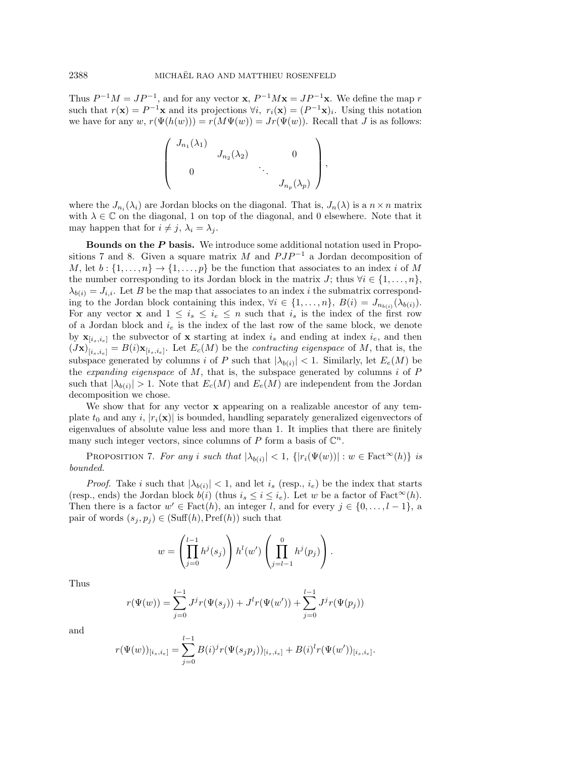Thus $P^{-1}M = JP^{-1}$, and for any vector $\mathbf{x}$, $P^{-1}M\mathbf{x} = JP^{-1}\mathbf{x}$. We define the map $r$ such that $r(\mathbf{x}) = P^{-1}\mathbf{x}$ and its projections $\forall i,\ r_i(\mathbf{x}) = (P^{-1}\mathbf{x})_i$. Using this notation we have for any $w$, $r(\Psi(h(w))) = r(M\Psi(w)) = Jr(\Psi(w))$. Recall that $J$ is as follows:

$$
\begin{pmatrix}
J_{n_1}(\lambda_1) & & & \\
& J_{n_2}(\lambda_2) & & 0 \\
0 & & \ddots & \\
& & & J_{n_p}(\lambda_p)
\end{pmatrix},
$$

where the $J_{n_i}(\lambda_i)$ are Jordan blocks on the diagonal. That is, $J_n(\lambda)$ is a $n \times n$ matrix with $\lambda \in \mathbb{C}$ on the diagonal, 1 on top of the diagonal, and 0 elsewhere. Note that it may happen that for $i \neq j$, $\lambda_i = \lambda_j$.

**Bounds on the $P$ basis.** We introduce some additional notation used in Propositions 7 and 8. Given a square matrix $M$ and $PJP^{-1}$ a Jordan decomposition of $M$, let $b : \{1, \ldots, n\} \to \{1, \ldots, p\}$ be the function that associates to an index $i$ of $M$ the number corresponding to its Jordan block in the matrix $J$; thus $\forall i \in \{1, \ldots, n\}$, $\lambda_{b(i)} = J_{i,i}$. Let $B$ be the map that associates to an index $i$ the submatrix corresponding to the Jordan block containing this index, $\forall i \in \{1, \ldots, n\}$, $B(i) = J_{n_{b(i)}}(\lambda_{b(i)})$. For any vector $\mathbf{x}$ and $1 \leq i_s \leq i_e \leq n$ such that $i_s$ is the index of the first row of a Jordan block and $i_e$ is the index of the last row of the same block, we denote by $\mathbf{x}_{[i_s,i_e]}$ the subvector of $\mathbf{x}$ starting at index $i_s$ and ending at index $i_e$, and then $(J\mathbf{x})_{[i_s,i_e]} = B(i)\mathbf{x}_{[i_s,i_e]}$. Let $E_c(M)$ be the *contracting eigenspace* of $M$, that is, the subspace generated by columns $i$ of $P$ such that $|\lambda_{b(i)}| < 1$. Similarly, let $E_e(M)$ be the *expanding eigenspace* of $M$, that is, the subspace generated by columns $i$ of $P$ such that $|\lambda_{b(i)}| > 1$. Note that $E_c(M)$ and $E_e(M)$ are independent from the Jordan decomposition we chose.

We show that for any vector $\mathbf{x}$ appearing on a realizable ancestor of any template $t_0$ and any $i$, $|r_i(\mathbf{x})|$ is bounded, handling separately generalized eigenvectors of eigenvalues of absolute value less and more than 1. It implies that there are finitely many such integer vectors, since columns of $P$ form a basis of $\mathbb{C}^n$.

Proposition 7. *For any $i$ such that $|\lambda_{b(i)}| < 1$, $\{|r_i(\Psi(w))| : w \in \mathrm{Fact}^\infty(h)\}$ is bounded.*

*Proof.* Take $i$ such that $|\lambda_{b(i)}| < 1$, and let $i_s$ (resp., $i_e$) be the index that starts (resp., ends) the Jordan block $b(i)$ (thus $i_s \leq i \leq i_e$). Let $w$ be a factor of $\mathrm{Fact}^\infty(h)$. Then there is a factor $w' \in \mathrm{Fact}(h)$, an integer $l$, and for every $j \in \{0, \ldots, l-1\}$, a pair of words $(s_j, p_j) \in (\mathrm{Suff}(h), \mathrm{Pref}(h))$ such that

$$
w = \left( \prod_{j=0}^{l-1} h^j(s_j) \right) h^l(w') \left( \prod_{j=l-1}^{0} h^j(p_j) \right).
$$

Thus

$$
r(\Psi(w)) = \sum_{j=0}^{l-1} J^j r(\Psi(s_j)) + J^l r(\Psi(w')) + \sum_{j=0}^{l-1} J^j r(\Psi(p_j))
$$

and

$$
r(\Psi(w))_{[i_s,i_e]} = \sum_{j=0}^{l-1} B(i)^j r(\Psi(s_j p_j))_{[i_s,i_e]} + B(i)^l r(\Psi(w'))_{[i_s,i_e]}.
$$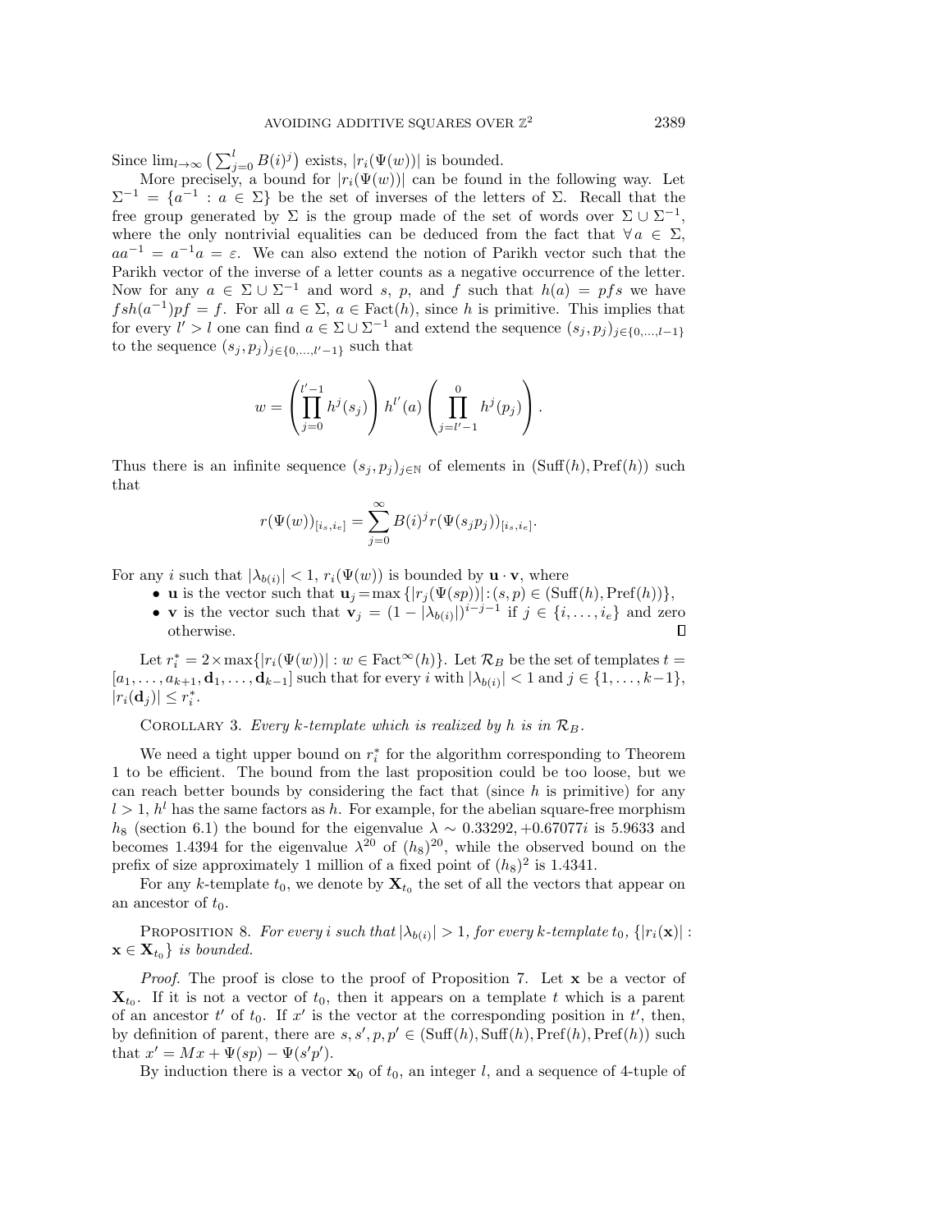Since $\lim_{l\to\infty}\left(\sum_{j=0}^{l} B(i)^j\right)$ exists, $|r_i(\Psi(w))|$ is bounded.

More precisely, a bound for $|r_i(\Psi(w))|$ can be found in the following way. Let $\Sigma^{-1} = \{a^{-1} : a \in \Sigma\}$ be the set of inverses of the letters of $\Sigma$. Recall that the free group generated by $\Sigma$ is the group made of the set of words over $\Sigma \cup \Sigma^{-1}$, where the only nontrivial equalities can be deduced from the fact that $\forall a \in \Sigma$, $aa^{-1} = a^{-1}a = \varepsilon$. We can also extend the notion of Parikh vector such that the Parikh vector of the inverse of a letter counts as a negative occurrence of the letter. Now for any $a \in \Sigma \cup \Sigma^{-1}$ and word $s$, $p$, and $f$ such that $h(a) = pfs$ we have $fsh(a^{-1})pf = f$. For all $a \in \Sigma$, $a \in \mathrm{Fact}(h)$, since $h$ is primitive. This implies that for every $l' > l$ one can find $a \in \Sigma \cup \Sigma^{-1}$ and extend the sequence $(s_j, p_j)_{j\in\{0,\dots,l-1\}}$ to the sequence $(s_j, p_j)_{j\in\{0,\dots,l'-1\}}$ such that

$$w = \left(\prod_{j=0}^{l'-1} h^j(s_j)\right) h^{l'}(a) \left(\prod_{j=l'-1}^{0} h^j(p_j)\right).$$

Thus there is an infinite sequence $(s_j, p_j)_{j\in\mathbb{N}}$ of elements in $(\mathrm{Suff}(h), \mathrm{Pref}(h))$ such that

$$r(\Psi(w))_{[i_s,i_e]} = \sum_{j=0}^{\infty} B(i)^j r(\Psi(s_j p_j))_{[i_s,i_e]}.$$

For any $i$ such that $|\lambda_{b(i)}| < 1$, $r_i(\Psi(w))$ is bounded by $\mathbf{u}\cdot\mathbf{v}$, where

- $\mathbf{u}$ is the vector such that $\mathbf{u}_j = \max\{|r_j(\Psi(sp))| : (s,p) \in (\mathrm{Suff}(h), \mathrm{Pref}(h))\}$,
- $\mathbf{v}$ is the vector such that $\mathbf{v}_j = (1 - |\lambda_{b(i)}|)^{i-j-1}$ if $j \in \{i, \dots, i_e\}$ and zero otherwise. ∎

Let $r_i^* = 2\times\max\{|r_i(\Psi(w))| : w \in \mathrm{Fact}^\infty(h)\}$. Let $\mathcal{R}_B$ be the set of templates $t = [a_1, \dots, a_{k+1}, \mathbf{d}_1, \dots, \mathbf{d}_{k-1}]$ such that for every $i$ with $|\lambda_{b(i)}| < 1$ and $j \in \{1, \dots, k-1\}$, $|r_i(\mathbf{d}_j)| \le r_i^*$.

Corollary 3. *Every $k$-template which is realized by $h$ is in $\mathcal{R}_B$.*

We need a tight upper bound on $r_i^*$ for the algorithm corresponding to Theorem 1 to be efficient. The bound from the last proposition could be too loose, but we can reach better bounds by considering the fact that (since $h$ is primitive) for any $l > 1$, $h^l$ has the same factors as $h$. For example, for the abelian square-free morphism $h_8$ (section 6.1) the bound for the eigenvalue $\lambda \sim 0.33292, +0.67077i$ is 5.9633 and becomes 1.4394 for the eigenvalue $\lambda^{20}$ of $(h_8)^{20}$, while the observed bound on the prefix of size approximately 1 million of a fixed point of $(h_8)^2$ is 1.4341.

For any $k$-template $t_0$, we denote by $\mathbf{X}_{t_0}$ the set of all the vectors that appear on an ancestor of $t_0$.

Proposition 8. *For every $i$ such that $|\lambda_{b(i)}| > 1$, for every $k$-template $t_0$, $\{|r_i(\mathbf{x})| : \mathbf{x} \in \mathbf{X}_{t_0}\}$ is bounded.*

*Proof.* The proof is close to the proof of Proposition 7. Let $\mathbf{x}$ be a vector of $\mathbf{X}_{t_0}$. If it is not a vector of $t_0$, then it appears on a template $t$ which is a parent of an ancestor $t'$ of $t_0$. If $x'$ is the vector at the corresponding position in $t'$, then, by definition of parent, there are $s, s', p, p' \in (\mathrm{Suff}(h), \mathrm{Suff}(h), \mathrm{Pref}(h), \mathrm{Pref}(h))$ such that $x' = Mx + \Psi(sp) - \Psi(s'p')$.

By induction there is a vector $\mathbf{x}_0$ of $t_0$, an integer $l$, and a sequence of 4-tuple of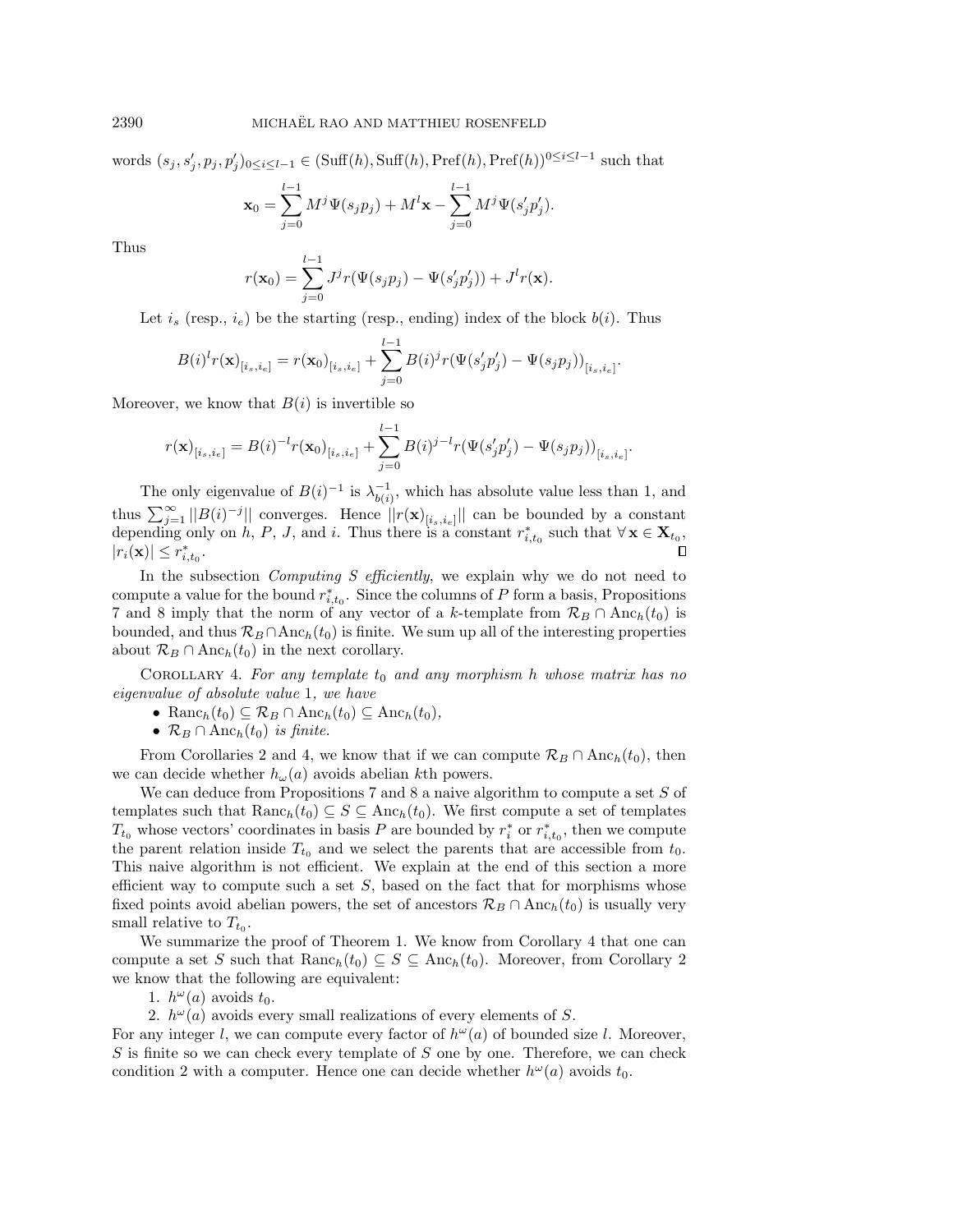words $(s_j, s'_j, p_j, p'_j)_{0\leq i \leq l-1} \in (\mathrm{Suff}(h), \mathrm{Suff}(h), \mathrm{Pref}(h), \mathrm{Pref}(h))^{0\leq i\leq l-1}$ such that

$$\mathbf{x}_0 = \sum_{j=0}^{l-1} M^j \Psi(s_j p_j) + M^l \mathbf{x} - \sum_{j=0}^{l-1} M^j \Psi(s'_j p'_j).$$

Thus

$$r(\mathbf{x}_0) = \sum_{j=0}^{l-1} J^j r(\Psi(s_j p_j) - \Psi(s'_j p'_j)) + J^l r(\mathbf{x}).$$

Let $i_s$ (resp., $i_e$) be the starting (resp., ending) index of the block $b(i)$. Thus

$$B(i)^l r(\mathbf{x})_{[i_s,i_e]} = r(\mathbf{x}_0)_{[i_s,i_e]} + \sum_{j=0}^{l-1} B(i)^j r(\Psi(s'_j p'_j) - \Psi(s_j p_j))_{[i_s,i_e]}.$$

Moreover, we know that $B(i)$ is invertible so

$$r(\mathbf{x})_{[i_s,i_e]} = B(i)^{-l} r(\mathbf{x}_0)_{[i_s,i_e]} + \sum_{j=0}^{l-1} B(i)^{j-l} r(\Psi(s'_j p'_j) - \Psi(s_j p_j))_{[i_s,i_e]}.$$

The only eigenvalue of $B(i)^{-1}$ is $\lambda_{b(i)}^{-1}$, which has absolute value less than 1, and thus $\sum_{j=1}^{\infty} ||B(i)^{-j}||$ converges. Hence $||r(\mathbf{x})_{[i_s,i_e]}||$ can be bounded by a constant depending only on $h$, $P$, $J$, and $i$. Thus there is a constant $r^*_{i,t_0}$ such that $\forall\, \mathbf{x} \in \mathbf{X}_{t_0}$, $|r_i(\mathbf{x})| \leq r^*_{i,t_0}$. ∎

In the subsection *Computing S efficiently*, we explain why we do not need to compute a value for the bound $r^*_{i,t_0}$. Since the columns of $P$ form a basis, Propositions 7 and 8 imply that the norm of any vector of a $k$-template from $\mathcal{R}_B \cap \mathrm{Anc}_h(t_0)$ is bounded, and thus $\mathcal{R}_B \cap \mathrm{Anc}_h(t_0)$ is finite. We sum up all of the interesting properties about $\mathcal{R}_B \cap \mathrm{Anc}_h(t_0)$ in the next corollary.

Corollary 4. *For any template $t_0$ and any morphism $h$ whose matrix has no eigenvalue of absolute value 1, we have*

- $\mathrm{Ranc}_h(t_0) \subseteq \mathcal{R}_B \cap \mathrm{Anc}_h(t_0) \subseteq \mathrm{Anc}_h(t_0)$,
- $\mathcal{R}_B \cap \mathrm{Anc}_h(t_0)$ *is finite.*

From Corollaries 2 and 4, we know that if we can compute $\mathcal{R}_B \cap \mathrm{Anc}_h(t_0)$, then we can decide whether $h_\omega(a)$ avoids abelian $k$th powers.

We can deduce from Propositions 7 and 8 a naive algorithm to compute a set $S$ of templates such that $\mathrm{Ranc}_h(t_0) \subseteq S \subseteq \mathrm{Anc}_h(t_0)$. We first compute a set of templates $T_{t_0}$ whose vectors' coordinates in basis $P$ are bounded by $r^*_i$ or $r^*_{i,t_0}$, then we compute the parent relation inside $T_{t_0}$ and we select the parents that are accessible from $t_0$. This naive algorithm is not efficient. We explain at the end of this section a more efficient way to compute such a set $S$, based on the fact that for morphisms whose fixed points avoid abelian powers, the set of ancestors $\mathcal{R}_B \cap \mathrm{Anc}_h(t_0)$ is usually very small relative to $T_{t_0}$.

We summarize the proof of Theorem 1. We know from Corollary 4 that one can compute a set $S$ such that $\mathrm{Ranc}_h(t_0) \subseteq S \subseteq \mathrm{Anc}_h(t_0)$. Moreover, from Corollary 2 we know that the following are equivalent:

1. $h^\omega(a)$ avoids $t_0$.
2. $h^\omega(a)$ avoids every small realizations of every elements of $S$.

For any integer $l$, we can compute every factor of $h^\omega(a)$ of bounded size $l$. Moreover, $S$ is finite so we can check every template of $S$ one by one. Therefore, we can check condition 2 with a computer. Hence one can decide whether $h^\omega(a)$ avoids $t_0$.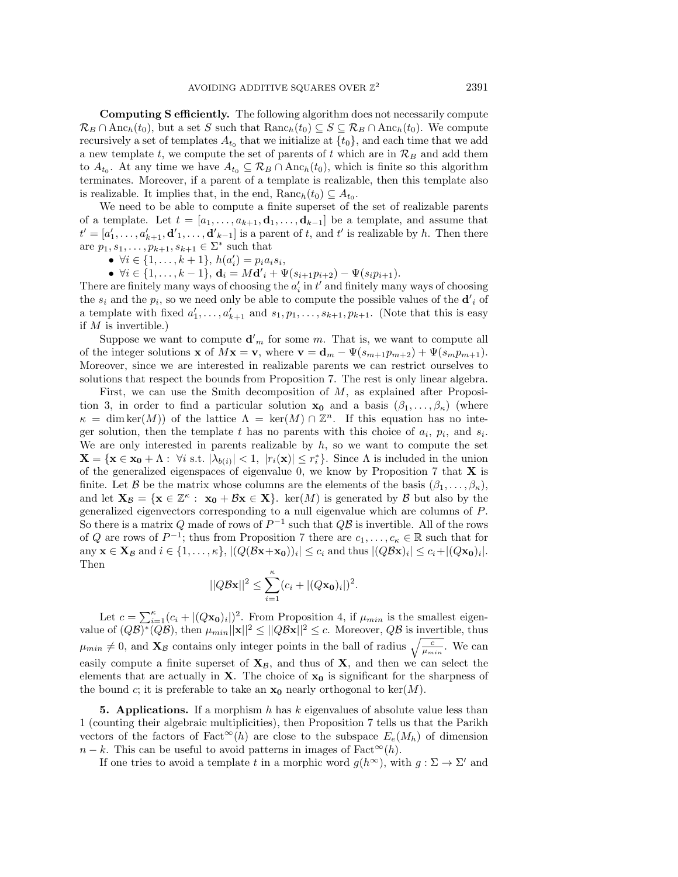**Computing S efficiently.** The following algorithm does not necessarily compute $\mathcal{R}_B \cap \mathrm{Anc}_h(t_0)$, but a set $S$ such that $\mathrm{Ranc}_h(t_0) \subseteq S \subseteq \mathcal{R}_B \cap \mathrm{Anc}_h(t_0)$. We compute recursively a set of templates $A_{t_0}$ that we initialize at $\{t_0\}$, and each time that we add a new template $t$, we compute the set of parents of $t$ which are in $\mathcal{R}_B$ and add them to $A_{t_0}$. At any time we have $A_{t_0} \subseteq \mathcal{R}_B \cap \mathrm{Anc}_h(t_0)$, which is finite so this algorithm terminates. Moreover, if a parent of a template is realizable, then this template also is realizable. It implies that, in the end, $\mathrm{Ranc}_h(t_0) \subseteq A_{t_0}$.

We need to be able to compute a finite superset of the set of realizable parents of a template. Let $t = [a_1, \ldots, a_{k+1}, \mathbf{d}_1, \ldots, \mathbf{d}_{k-1}]$ be a template, and assume that $t' = [a'_1, \ldots, a'_{k+1}, \mathbf{d'}_1, \ldots, \mathbf{d'}_{k-1}]$ is a parent of $t$, and $t'$ is realizable by $h$. Then there are $p_1, s_1, \ldots, p_{k+1}, s_{k+1} \in \Sigma^*$ such that

- $\forall i \in \{1, \ldots, k+1\}$, $h(a'_i) = p_i a_i s_i$,
- $\forall i \in \{1, \ldots, k-1\}$, $\mathbf{d}_i = M\mathbf{d'}_i + \Psi(s_{i+1}p_{i+2}) - \Psi(s_i p_{i+1})$.

There are finitely many ways of choosing the $a'_i$ in $t'$ and finitely many ways of choosing the $s_i$ and the $p_i$, so we need only be able to compute the possible values of the $\mathbf{d'}_i$ of a template with fixed $a'_1, \ldots, a'_{k+1}$ and $s_1, p_1, \ldots, s_{k+1}, p_{k+1}$. (Note that this is easy if $M$ is invertible.)

Suppose we want to compute $\mathbf{d'}_m$ for some $m$. That is, we want to compute all of the integer solutions $\mathbf{x}$ of $M\mathbf{x} = \mathbf{v}$, where $\mathbf{v} = \mathbf{d}_m - \Psi(s_{m+1}p_{m+2}) + \Psi(s_m p_{m+1})$. Moreover, since we are interested in realizable parents we can restrict ourselves to solutions that respect the bounds from Proposition 7. The rest is only linear algebra.

First, we can use the Smith decomposition of $M$, as explained after Proposition 3, in order to find a particular solution $\mathbf{x_0}$ and a basis $(\beta_1, \ldots, \beta_\kappa)$ (where $\kappa = \dim \ker(M)$) of the lattice $\Lambda = \ker(M) \cap \mathbb{Z}^n$. If this equation has no integer solution, then the template $t$ has no parents with this choice of $a_i$, $p_i$, and $s_i$. We are only interested in parents realizable by $h$, so we want to compute the set $\mathbf{X} = \{\mathbf{x} \in \mathbf{x_0} + \Lambda : \ \forall i \text{ s.t. } |\lambda_{b(i)}| < 1, \ |r_i(\mathbf{x})| \leq r_i^*\}$. Since $\Lambda$ is included in the union of the generalized eigenspaces of eigenvalue 0, we know by Proposition 7 that $\mathbf{X}$ is finite. Let $\mathcal{B}$ be the matrix whose columns are the elements of the basis $(\beta_1, \ldots, \beta_\kappa)$, and let $\mathbf{X}_\mathcal{B} = \{\mathbf{x} \in \mathbb{Z}^\kappa : \ \mathbf{x_0} + \mathcal{B}\mathbf{x} \in \mathbf{X}\}$. $\ker(M)$ is generated by $\mathcal{B}$ but also by the generalized eigenvectors corresponding to a null eigenvalue which are columns of $P$. So there is a matrix $Q$ made of rows of $P^{-1}$ such that $Q\mathcal{B}$ is invertible. All of the rows of $Q$ are rows of $P^{-1}$; thus from Proposition 7 there are $c_1, \ldots, c_\kappa \in \mathbb{R}$ such that for any $\mathbf{x} \in \mathbf{X}_\mathcal{B}$ and $i \in \{1, \ldots, \kappa\}$, $|(Q(\mathcal{B}\mathbf{x} + \mathbf{x_0}))_i| \leq c_i$ and thus $|(Q\mathcal{B}\mathbf{x})_i| \leq c_i + |(Q\mathbf{x_0})_i|$. Then

$$||Q\mathcal{B}\mathbf{x}||^2 \leq \sum_{i=1}^{\kappa} (c_i + |(Q\mathbf{x_0})_i|)^2.$$

Let $c = \sum_{i=1}^{\kappa} (c_i + |(Q\mathbf{x_0})_i|)^2$. From Proposition 4, if $\mu_{min}$ is the smallest eigenvalue of $(Q\mathcal{B})^*(Q\mathcal{B})$, then $\mu_{min}||\mathbf{x}||^2 \leq ||Q\mathcal{B}\mathbf{x}||^2 \leq c$. Moreover, $Q\mathcal{B}$ is invertible, thus $\mu_{min} \neq 0$, and $\mathbf{X}_\mathcal{B}$ contains only integer points in the ball of radius $\sqrt{\frac{c}{\mu_{min}}}$. We can easily compute a finite superset of $\mathbf{X}_\mathcal{B}$, and thus of $\mathbf{X}$, and then we can select the elements that are actually in $\mathbf{X}$. The choice of $\mathbf{x_0}$ is significant for the sharpness of the bound $c$; it is preferable to take an $\mathbf{x_0}$ nearly orthogonal to $\ker(M)$.

**5. Applications.** If a morphism $h$ has $k$ eigenvalues of absolute value less than 1 (counting their algebraic multiplicities), then Proposition 7 tells us that the Parikh vectors of the factors of $\mathrm{Fact}^\infty(h)$ are close to the subspace $E_e(M_h)$ of dimension $n - k$. This can be useful to avoid patterns in images of $\mathrm{Fact}^\infty(h)$.

If one tries to avoid a template $t$ in a morphic word $g(h^\infty)$, with $g : \Sigma \to \Sigma'$ and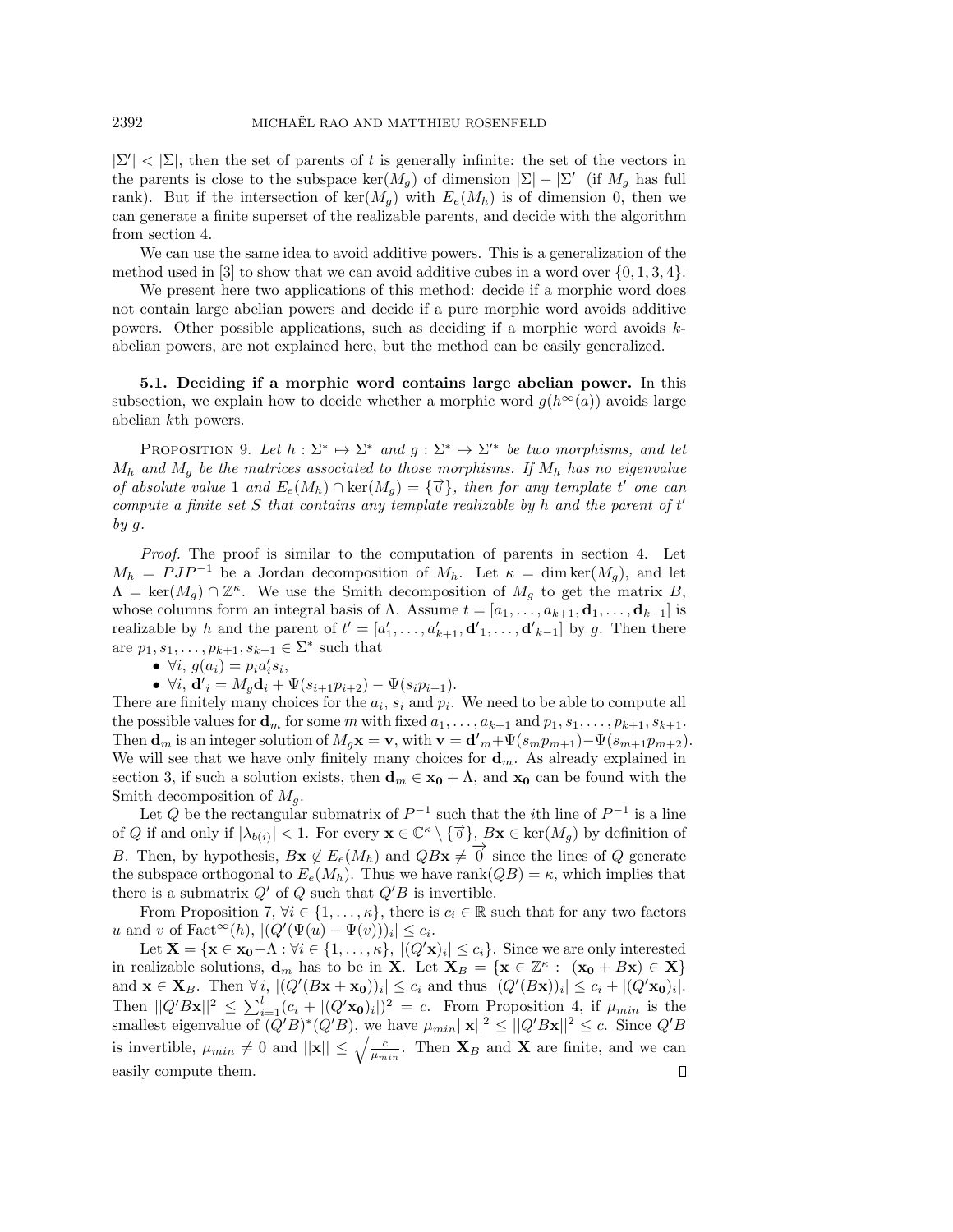$|\Sigma'| < |\Sigma|$, then the set of parents of $t$ is generally infinite: the set of the vectors in the parents is close to the subspace $\ker(M_g)$ of dimension $|\Sigma| - |\Sigma'|$ (if $M_g$ has full rank). But if the intersection of $\ker(M_g)$ with $E_e(M_h)$ is of dimension 0, then we can generate a finite superset of the realizable parents, and decide with the algorithm from section 4.

We can use the same idea to avoid additive powers. This is a generalization of the method used in [3] to show that we can avoid additive cubes in a word over $\{0, 1, 3, 4\}$.

We present here two applications of this method: decide if a morphic word does not contain large abelian powers and decide if a pure morphic word avoids additive powers. Other possible applications, such as deciding if a morphic word avoids $k$-abelian powers, are not explained here, but the method can be easily generalized.

**5.1. Deciding if a morphic word contains large abelian power.** In this subsection, we explain how to decide whether a morphic word $g(h^\infty(a))$ avoids large abelian $k$th powers.

PROPOSITION 9. *Let $h : \Sigma^* \mapsto \Sigma^*$ and $g : \Sigma^* \mapsto \Sigma'^*$ be two morphisms, and let $M_h$ and $M_g$ be the matrices associated to those morphisms. If $M_h$ has no eigenvalue of absolute value 1 and $E_e(M_h) \cap \ker(M_g) = \{\vec{0}\}$, then for any template $t'$ one can compute a finite set $S$ that contains any template realizable by $h$ and the parent of $t'$ by $g$.*

*Proof.* The proof is similar to the computation of parents in section 4. Let $M_h = PJP^{-1}$ be a Jordan decomposition of $M_h$. Let $\kappa = \dim \ker(M_g)$, and let $\Lambda = \ker(M_g) \cap \mathbb{Z}^\kappa$. We use the Smith decomposition of $M_g$ to get the matrix $B$, whose columns form an integral basis of $\Lambda$. Assume $t = [a_1, \ldots, a_{k+1}, \mathbf{d}_1, \ldots, \mathbf{d}_{k-1}]$ is realizable by $h$ and the parent of $t' = [a'_1, \ldots, a'_{k+1}, \mathbf{d'}_1, \ldots, \mathbf{d'}_{k-1}]$ by $g$. Then there are $p_1, s_1, \ldots, p_{k+1}, s_{k+1} \in \Sigma^*$ such that

- $\forall i,\ g(a_i) = p_i a'_i s_i$,
- $\forall i,\ \mathbf{d'}_i = M_g \mathbf{d}_i + \Psi(s_{i+1}p_{i+2}) - \Psi(s_i p_{i+1})$.

There are finitely many choices for the $a_i$, $s_i$ and $p_i$. We need to be able to compute all the possible values for $\mathbf{d}_m$ for some $m$ with fixed $a_1, \ldots, a_{k+1}$ and $p_1, s_1, \ldots, p_{k+1}, s_{k+1}$. Then $\mathbf{d}_m$ is an integer solution of $M_g \mathbf{x} = \mathbf{v}$, with $\mathbf{v} = \mathbf{d'}_m + \Psi(s_m p_{m+1}) - \Psi(s_{m+1}p_{m+2})$. We will see that we have only finitely many choices for $\mathbf{d}_m$. As already explained in section 3, if such a solution exists, then $\mathbf{d}_m \in \mathbf{x_0} + \Lambda$, and $\mathbf{x_0}$ can be found with the Smith decomposition of $M_g$.

Let $Q$ be the rectangular submatrix of $P^{-1}$ such that the $i$th line of $P^{-1}$ is a line of $Q$ if and only if $|\lambda_{b(i)}| < 1$. For every $\mathbf{x} \in \mathbb{C}^\kappa \setminus \{\vec{0}\}$, $B\mathbf{x} \in \ker(M_g)$ by definition of $B$. Then, by hypothesis, $B\mathbf{x} \notin E_e(M_h)$ and $QB\mathbf{x} \neq \vec{0}$ since the lines of $Q$ generate the subspace orthogonal to $E_e(M_h)$. Thus we have $\operatorname{rank}(QB) = \kappa$, which implies that there is a submatrix $Q'$ of $Q$ such that $Q'B$ is invertible.

From Proposition 7, $\forall i \in \{1, \ldots, \kappa\}$, there is $c_i \in \mathbb{R}$ such that for any two factors $u$ and $v$ of $\text{Fact}^\infty(h)$, $|(Q'(\Psi(u) - \Psi(v)))_i| \leq c_i$.

Let $\mathbf{X} = \{\mathbf{x} \in \mathbf{x_0} + \Lambda : \forall i \in \{1, \ldots, \kappa\},\ |(Q'\mathbf{x})_i| \leq c_i\}$. Since we are only interested in realizable solutions, $\mathbf{d}_m$ has to be in $\mathbf{X}$. Let $\mathbf{X}_B = \{\mathbf{x} \in \mathbb{Z}^\kappa :\ (\mathbf{x_0} + B\mathbf{x}) \in \mathbf{X}\}$ and $\mathbf{x} \in \mathbf{X}_B$. Then $\forall i$, $|(Q'(B\mathbf{x} + \mathbf{x_0}))_i| \leq c_i$ and thus $|(Q'(B\mathbf{x}))_i| \leq c_i + |(Q'\mathbf{x_0})_i|$. Then $||Q'B\mathbf{x}||^2 \leq \sum_{i=1}^{l}(c_i + |(Q'\mathbf{x_0})_i|)^2 = c$. From Proposition 4, if $\mu_{min}$ is the smallest eigenvalue of $(Q'B)^*(Q'B)$, we have $\mu_{min}||\mathbf{x}||^2 \leq ||Q'B\mathbf{x}||^2 \leq c$. Since $Q'B$ is invertible, $\mu_{min} \neq 0$ and $||\mathbf{x}|| \leq \sqrt{\frac{c}{\mu_{min}}}$. Then $\mathbf{X}_B$ and $\mathbf{X}$ are finite, and we can easily compute them. □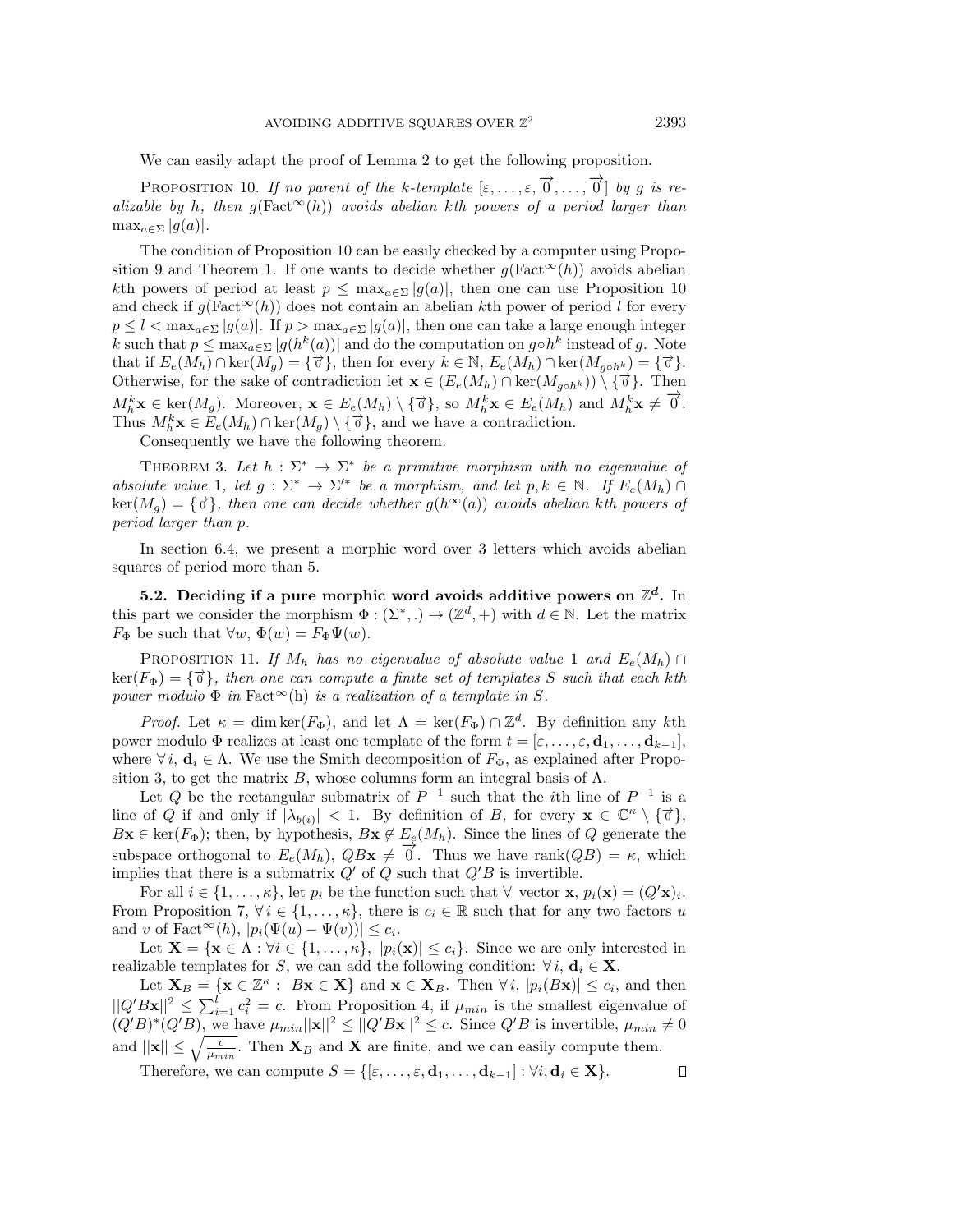We can easily adapt the proof of Lemma 2 to get the following proposition.

Proposition 10. *If no parent of the $k$-template $[\varepsilon,\dots,\varepsilon,\overrightarrow{0},\dots,\overrightarrow{0}]$ by $g$ is realizable by $h$, then $g(\mathrm{Fact}^\infty(h))$ avoids abelian $k$th powers of a period larger than $\max_{a\in\Sigma}|g(a)|$.*

The condition of Proposition 10 can be easily checked by a computer using Proposition 9 and Theorem 1. If one wants to decide whether $g(\mathrm{Fact}^\infty(h))$ avoids abelian $k$th powers of period at least $p \le \max_{a\in\Sigma}|g(a)|$, then one can use Proposition 10 and check if $g(\mathrm{Fact}^\infty(h))$ does not contain an abelian $k$th power of period $l$ for every $p \le l < \max_{a\in\Sigma}|g(a)|$. If $p > \max_{a\in\Sigma}|g(a)|$, then one can take a large enough integer $k$ such that $p \le \max_{a\in\Sigma}|g(h^k(a))|$ and do the computation on $g\circ h^k$ instead of $g$. Note that if $E_e(M_h)\cap\ker(M_g) = \{\vec{0}\}$, then for every $k\in\mathbb{N}$, $E_e(M_h)\cap\ker(M_{g\circ h^k}) = \{\vec{0}\}$. Otherwise, for the sake of contradiction let $\mathbf{x}\in(E_e(M_h)\cap\ker(M_{g\circ h^k}))\setminus\{\vec{0}\}$. Then $M_h^k\mathbf{x}\in\ker(M_g)$. Moreover, $\mathbf{x}\in E_e(M_h)\setminus\{\vec{0}\}$, so $M_h^k\mathbf{x}\in E_e(M_h)$ and $M_h^k\mathbf{x}\ne\overrightarrow{0}$. Thus $M_h^k\mathbf{x}\in E_e(M_h)\cap\ker(M_g)\setminus\{\vec{0}\}$, and we have a contradiction.

Consequently we have the following theorem.

Theorem 3. *Let $h:\Sigma^*\to\Sigma^*$ be a primitive morphism with no eigenvalue of absolute value 1, let $g:\Sigma^*\to\Sigma'^*$ be a morphism, and let $p,k\in\mathbb{N}$. If $E_e(M_h)\cap\ker(M_g)=\{\vec{0}\}$, then one can decide whether $g(h^\infty(a))$ avoids abelian $k$th powers of period larger than $p$.*

In section 6.4, we present a morphic word over 3 letters which avoids abelian squares of period more than 5.

### 5.2. Deciding if a pure morphic word avoids additive powers on $\mathbb{Z}^d$.

In this part we consider the morphism $\Phi:(\Sigma^*,.)\to(\mathbb{Z}^d,+)$ with $d\in\mathbb{N}$. Let the matrix $F_\Phi$ be such that $\forall w,\ \Phi(w)=F_\Phi\Psi(w)$.

Proposition 11. *If $M_h$ has no eigenvalue of absolute value 1 and $E_e(M_h)\cap\ker(F_\Phi)=\{\vec{0}\}$, then one can compute a finite set of templates $S$ such that each $k$th power modulo $\Phi$ in $\mathrm{Fact}^\infty(\mathrm{h})$ is a realization of a template in $S$.*

*Proof.* Let $\kappa=\dim\ker(F_\Phi)$, and let $\Lambda=\ker(F_\Phi)\cap\mathbb{Z}^d$. By definition any $k$th power modulo $\Phi$ realizes at least one template of the form $t=[\varepsilon,\dots,\varepsilon,\mathbf{d}_1,\dots,\mathbf{d}_{k-1}]$, where $\forall\, i$, $\mathbf{d}_i\in\Lambda$. We use the Smith decomposition of $F_\Phi$, as explained after Proposition 3, to get the matrix $B$, whose columns form an integral basis of $\Lambda$.

Let $Q$ be the rectangular submatrix of $P^{-1}$ such that the $i$th line of $P^{-1}$ is a line of $Q$ if and only if $|\lambda_{b(i)}|<1$. By definition of $B$, for every $\mathbf{x}\in\mathbb{C}^\kappa\setminus\{\vec{0}\}$, $B\mathbf{x}\in\ker(F_\Phi)$; then, by hypothesis, $B\mathbf{x}\notin E_e(M_h)$. Since the lines of $Q$ generate the subspace orthogonal to $E_e(M_h)$, $QB\mathbf{x}\ne\overrightarrow{0}$. Thus we have $\mathrm{rank}(QB)=\kappa$, which implies that there is a submatrix $Q'$ of $Q$ such that $Q'B$ is invertible.

For all $i\in\{1,\dots,\kappa\}$, let $p_i$ be the function such that $\forall$ vector $\mathbf{x}$, $p_i(\mathbf{x})=(Q'\mathbf{x})_i$. From Proposition 7, $\forall\, i\in\{1,\dots,\kappa\}$, there is $c_i\in\mathbb{R}$ such that for any two factors $u$ and $v$ of $\mathrm{Fact}^\infty(h)$, $|p_i(\Psi(u)-\Psi(v))|\le c_i$.

Let $\mathbf{X}=\{\mathbf{x}\in\Lambda:\forall i\in\{1,\dots,\kappa\},\ |p_i(\mathbf{x})|\le c_i\}$. Since we are only interested in realizable templates for $S$, we can add the following condition: $\forall\, i$, $\mathbf{d}_i\in\mathbf{X}$.

Let $\mathbf{X}_B=\{\mathbf{x}\in\mathbb{Z}^\kappa:\ B\mathbf{x}\in\mathbf{X}\}$ and $\mathbf{x}\in\mathbf{X}_B$. Then $\forall\, i$, $|p_i(B\mathbf{x})|\le c_i$, and then $||Q'B\mathbf{x}||^2\le\sum_{i=1}^{l}c_i^2=c$. From Proposition 4, if $\mu_{min}$ is the smallest eigenvalue of $(Q'B)^*(Q'B)$, we have $\mu_{min}||\mathbf{x}||^2\le||Q'B\mathbf{x}||^2\le c$. Since $Q'B$ is invertible, $\mu_{min}\ne 0$ and $||\mathbf{x}||\le\sqrt{\frac{c}{\mu_{min}}}$. Then $\mathbf{X}_B$ and $\mathbf{X}$ are finite, and we can easily compute them.

Therefore, we can compute $S=\{[\varepsilon,\dots,\varepsilon,\mathbf{d}_1,\dots,\mathbf{d}_{k-1}]:\forall i,\mathbf{d}_i\in\mathbf{X}\}$. ∎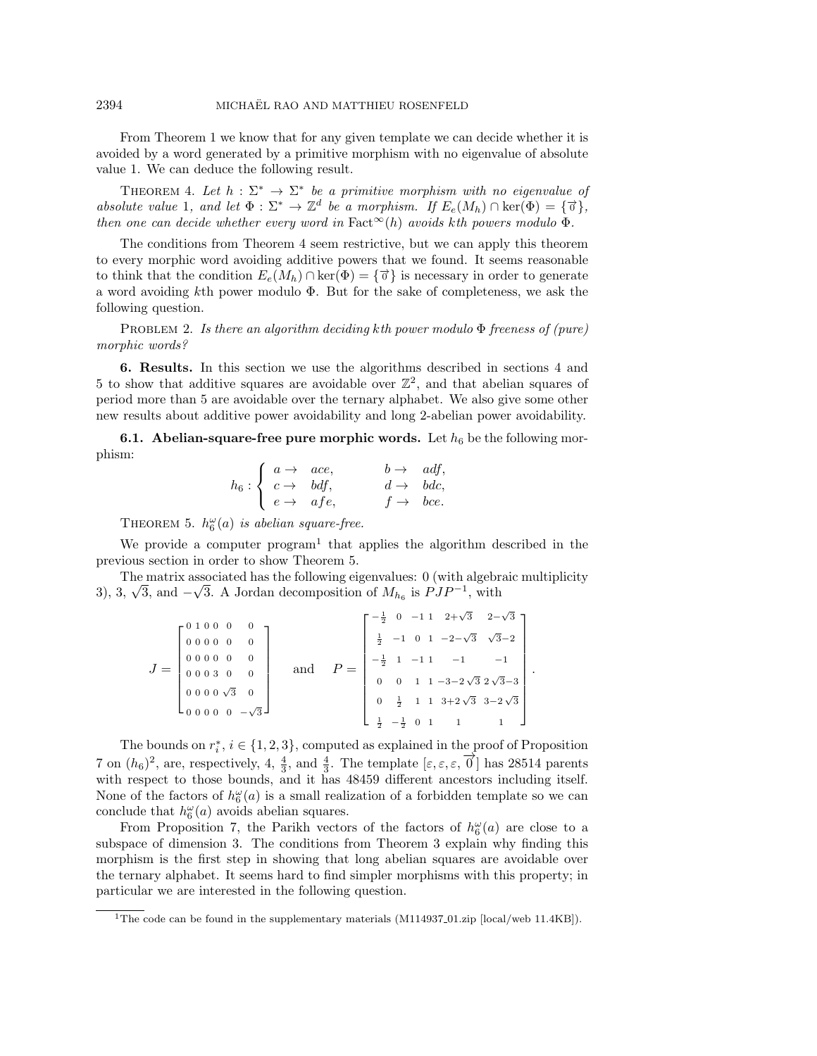From Theorem 1 we know that for any given template we can decide whether it is avoided by a word generated by a primitive morphism with no eigenvalue of absolute value 1. We can deduce the following result.

THEOREM 4. *Let $h : \Sigma^* \to \Sigma^*$ be a primitive morphism with no eigenvalue of absolute value* 1*, and let $\Phi : \Sigma^* \to \mathbb{Z}^d$ be a morphism. If $E_e(M_h) \cap \ker(\Phi) = \{\vec{0}\}$, then one can decide whether every word in $\mathrm{Fact}^\infty(h)$ avoids $k$th powers modulo $\Phi$.*

The conditions from Theorem 4 seem restrictive, but we can apply this theorem to every morphic word avoiding additive powers that we found. It seems reasonable to think that the condition $E_e(M_h) \cap \ker(\Phi) = \{\vec{0}\}$ is necessary in order to generate a word avoiding $k$th power modulo $\Phi$. But for the sake of completeness, we ask the following question.

PROBLEM 2. *Is there an algorithm deciding $k$th power modulo $\Phi$ freeness of (pure) morphic words?*

## 6. Results.

In this section we use the algorithms described in sections 4 and 5 to show that additive squares are avoidable over $\mathbb{Z}^2$, and that abelian squares of period more than 5 are avoidable over the ternary alphabet. We also give some other new results about additive power avoidability and long 2-abelian power avoidability.

### 6.1. Abelian-square-free pure morphic words.

Let $h_6$ be the following morphism:

$$h_6 : \begin{cases} a \to ace, & b \to adf, \\ c \to bdf, & d \to bdc, \\ e \to afe, & f \to bce. \end{cases}$$

THEOREM 5. *$h_6^\omega(a)$ is abelian square-free.*

We provide a computer program[1] that applies the algorithm described in the previous section in order to show Theorem 5.

The matrix associated has the following eigenvalues: 0 (with algebraic multiplicity 3), 3, $\sqrt{3}$, and $-\sqrt{3}$. A Jordan decomposition of $M_{h_6}$ is $PJP^{-1}$, with

$$J = \begin{bmatrix} 0 & 1 & 0 & 0 & 0 & 0 \\ 0 & 0 & 0 & 0 & 0 & 0 \\ 0 & 0 & 0 & 0 & 0 & 0 \\ 0 & 0 & 0 & 3 & 0 & 0 \\ 0 & 0 & 0 & 0 & \sqrt{3} & 0 \\ 0 & 0 & 0 & 0 & 0 & -\sqrt{3} \end{bmatrix} \quad \text{and} \quad P = \begin{bmatrix} -\frac{1}{2} & 0 & -1 & 1 & 2+\sqrt{3} & 2-\sqrt{3} \\ \frac{1}{2} & -1 & 0 & 1 & -2-\sqrt{3} & \sqrt{3}-2 \\ -\frac{1}{2} & 1 & -1 & 1 & -1 & -1 \\ 0 & 0 & 1 & 1 & -3-2\sqrt{3} & 2\sqrt{3}-3 \\ 0 & \frac{1}{2} & 1 & 1 & 3+2\sqrt{3} & 3-2\sqrt{3} \\ \frac{1}{2} & -\frac{1}{2} & 0 & 1 & 1 & 1 \end{bmatrix}.$$

The bounds on $r_i^*$, $i \in \{1, 2, 3\}$, computed as explained in the proof of Proposition 7 on $(h_6)^2$, are, respectively, 4, $\frac{4}{3}$, and $\frac{4}{3}$. The template $[\varepsilon, \varepsilon, \varepsilon, \vec{0}]$ has 28514 parents with respect to those bounds, and it has 48459 different ancestors including itself. None of the factors of $h_6^\omega(a)$ is a small realization of a forbidden template so we can conclude that $h_6^\omega(a)$ avoids abelian squares.

From Proposition 7, the Parikh vectors of the factors of $h_6^\omega(a)$ are close to a subspace of dimension 3. The conditions from Theorem 3 explain why finding this morphism is the first step in showing that long abelian squares are avoidable over the ternary alphabet. It seems hard to find simpler morphisms with this property; in particular we are interested in the following question.

[1] The code can be found in the supplementary materials (M114937_01.zip [local/web 11.4KB]).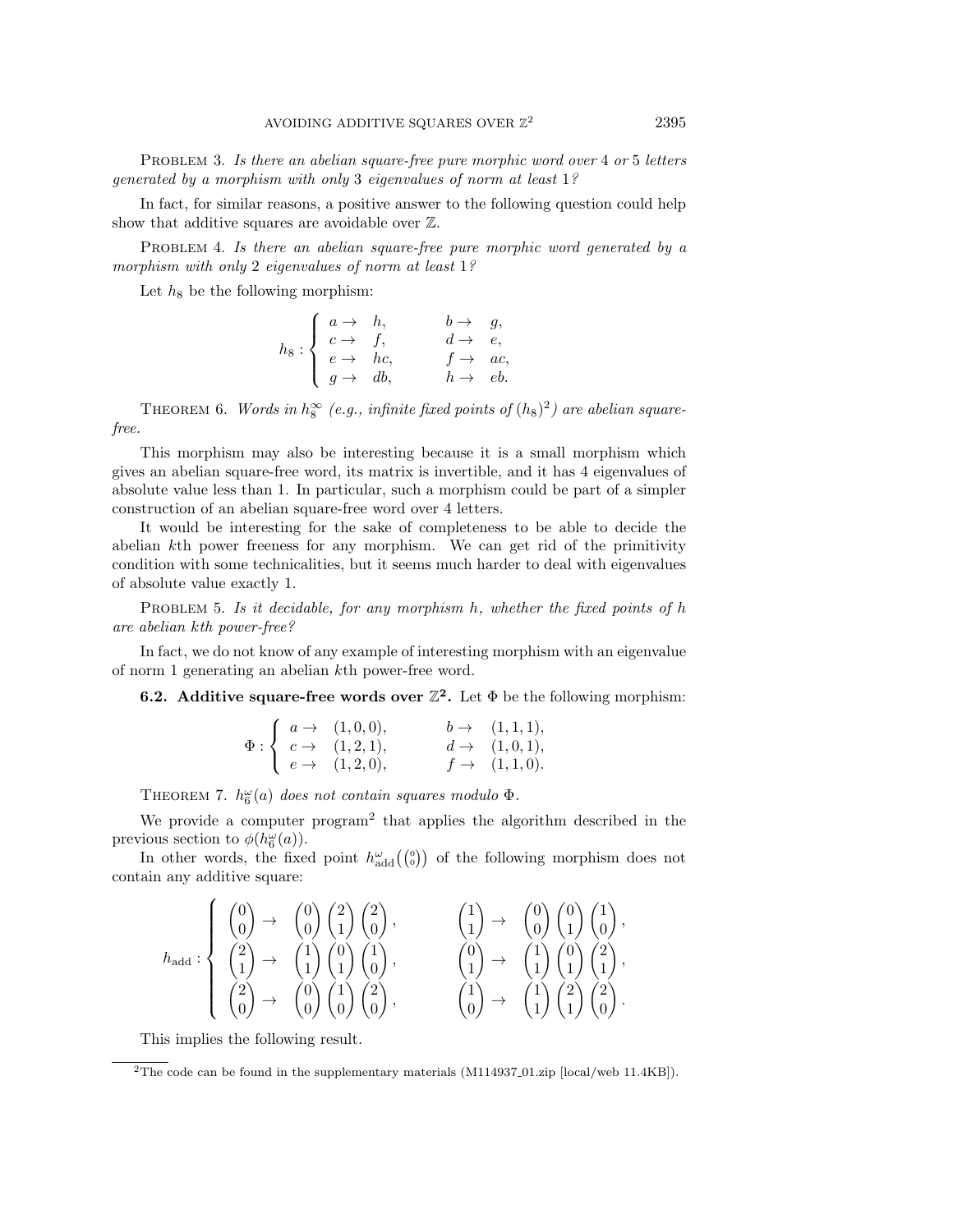Problem 3. *Is there an abelian square-free pure morphic word over 4 or 5 letters generated by a morphism with only 3 eigenvalues of norm at least 1?*

In fact, for similar reasons, a positive answer to the following question could help show that additive squares are avoidable over $\mathbb{Z}$.

Problem 4. *Is there an abelian square-free pure morphic word generated by a morphism with only 2 eigenvalues of norm at least 1?*

Let $h_8$ be the following morphism:

$$h_8 : \begin{cases} a \to h, & b \to g, \\ c \to f, & d \to e, \\ e \to hc, & f \to ac, \\ g \to db, & h \to eb. \end{cases}$$

Theorem 6. *Words in $h_8^\infty$ (e.g., infinite fixed points of $(h_8)^2$) are abelian square-free.*

This morphism may also be interesting because it is a small morphism which gives an abelian square-free word, its matrix is invertible, and it has 4 eigenvalues of absolute value less than 1. In particular, such a morphism could be part of a simpler construction of an abelian square-free word over 4 letters.

It would be interesting for the sake of completeness to be able to decide the abelian $k$th power freeness for any morphism. We can get rid of the primitivity condition with some technicalities, but it seems much harder to deal with eigenvalues of absolute value exactly 1.

Problem 5. *Is it decidable, for any morphism $h$, whether the fixed points of $h$ are abelian $k$th power-free?*

In fact, we do not know of any example of interesting morphism with an eigenvalue of norm 1 generating an abelian $k$th power-free word.

**6.2. Additive square-free words over $\mathbb{Z}^2$.** Let $\Phi$ be the following morphism:

$$\Phi : \begin{cases} a \to (1,0,0), & b \to (1,1,1), \\ c \to (1,2,1), & d \to (1,0,1), \\ e \to (1,2,0), & f \to (1,1,0). \end{cases}$$

Theorem 7. *$h_6^\omega(a)$ does not contain squares modulo $\Phi$.*

We provide a computer program[2] that applies the algorithm described in the previous section to $\phi(h_6^\omega(a))$.

In other words, the fixed point $h_{\text{add}}^\omega\left(\binom{0}{0}\right)$ of the following morphism does not contain any additive square:

$$h_{\text{add}} : \begin{cases} \begin{pmatrix}0\\0\end{pmatrix} \to \begin{pmatrix}0\\0\end{pmatrix}\begin{pmatrix}2\\1\end{pmatrix}\begin{pmatrix}2\\0\end{pmatrix}, & \begin{pmatrix}1\\1\end{pmatrix} \to \begin{pmatrix}0\\0\end{pmatrix}\begin{pmatrix}0\\1\end{pmatrix}\begin{pmatrix}1\\0\end{pmatrix}, \\ \begin{pmatrix}2\\1\end{pmatrix} \to \begin{pmatrix}1\\1\end{pmatrix}\begin{pmatrix}0\\1\end{pmatrix}\begin{pmatrix}1\\0\end{pmatrix}, & \begin{pmatrix}0\\1\end{pmatrix} \to \begin{pmatrix}1\\1\end{pmatrix}\begin{pmatrix}0\\1\end{pmatrix}\begin{pmatrix}2\\1\end{pmatrix}, \\ \begin{pmatrix}2\\0\end{pmatrix} \to \begin{pmatrix}0\\0\end{pmatrix}\begin{pmatrix}1\\0\end{pmatrix}\begin{pmatrix}2\\0\end{pmatrix}, & \begin{pmatrix}1\\0\end{pmatrix} \to \begin{pmatrix}1\\1\end{pmatrix}\begin{pmatrix}2\\1\end{pmatrix}\begin{pmatrix}2\\0\end{pmatrix}. \end{cases}$$

This implies the following result.

[2]The code can be found in the supplementary materials (M114937_01.zip [local/web 11.4KB]).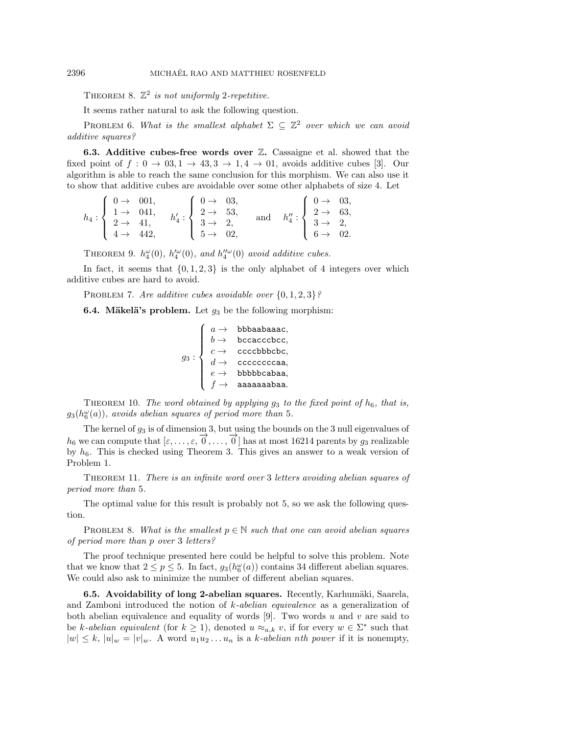**Theorem 8.** *$\mathbb{Z}^2$ is not uniformly 2-repetitive.*

It seems rather natural to ask the following question.

**Problem 6.** *What is the smallest alphabet $\Sigma \subseteq \mathbb{Z}^2$ over which we can avoid additive squares?*

### 6.3. Additive cubes-free words over $\mathbb{Z}$.

Cassaigne et al. showed that the fixed point of $f : 0 \to 03, 1 \to 43, 3 \to 1, 4 \to 01$, avoids additive cubes [3]. Our algorithm is able to reach the same conclusion for this morphism. We can also use it to show that additive cubes are avoidable over some other alphabets of size 4. Let

$$h_4 : \begin{cases} 0 \to & 001, \\ 1 \to & 041, \\ 2 \to & 41, \\ 4 \to & 442, \end{cases} \quad h_4' : \begin{cases} 0 \to & 03, \\ 2 \to & 53, \\ 3 \to & 2, \\ 5 \to & 02, \end{cases} \quad \text{and} \quad h_4'' : \begin{cases} 0 \to & 03, \\ 2 \to & 63, \\ 3 \to & 2, \\ 6 \to & 02. \end{cases}$$

**Theorem 9.** *$h_4^\omega(0)$, $h_4'^\omega(0)$, and $h_4''^\omega(0)$ avoid additive cubes.*

In fact, it seems that $\{0, 1, 2, 3\}$ is the only alphabet of 4 integers over which additive cubes are hard to avoid.

**Problem 7.** *Are additive cubes avoidable over $\{0, 1, 2, 3\}$?*

### 6.4. Mäkelä's problem.

Let $g_3$ be the following morphism:

$$g_3 : \begin{cases} a \to & \texttt{bbbaabaaac}, \\ b \to & \texttt{bccacccbcc}, \\ c \to & \texttt{ccccbbbcbc}, \\ d \to & \texttt{ccccccccaa}, \\ e \to & \texttt{bbbbbcabaa}, \\ f \to & \texttt{aaaaaaabaa}. \end{cases}$$

**Theorem 10.** *The word obtained by applying $g_3$ to the fixed point of $h_6$, that is, $g_3(h_6^\omega(a))$, avoids abelian squares of period more than 5.*

The kernel of $g_3$ is of dimension 3, but using the bounds on the 3 null eigenvalues of $h_6$ we can compute that $[\varepsilon, \dots, \varepsilon, \overrightarrow{0}, \dots, \overrightarrow{0}]$ has at most 16214 parents by $g_3$ realizable by $h_6$. This is checked using Theorem 3. This gives an answer to a weak version of Problem 1.

**Theorem 11.** *There is an infinite word over 3 letters avoiding abelian squares of period more than 5.*

The optimal value for this result is probably not 5, so we ask the following question.

**Problem 8.** *What is the smallest $p \in \mathbb{N}$ such that one can avoid abelian squares of period more than $p$ over 3 letters?*

The proof technique presented here could be helpful to solve this problem. Note that we know that $2 \le p \le 5$. In fact, $g_3(h_6^\omega(a))$ contains 34 different abelian squares. We could also ask to minimize the number of different abelian squares.

### 6.5. Avoidability of long 2-abelian squares.

Recently, Karhumäki, Saarela, and Zamboni introduced the notion of *k-abelian equivalence* as a generalization of both abelian equivalence and equality of words [9]. Two words $u$ and $v$ are said to be *k-abelian equivalent* (for $k \ge 1$), denoted $u \approx_{a,k} v$, if for every $w \in \Sigma^*$ such that $|w| \le k$, $|u|_w = |v|_w$. A word $u_1 u_2 \dots u_n$ is a *k-abelian nth power* if it is nonempty,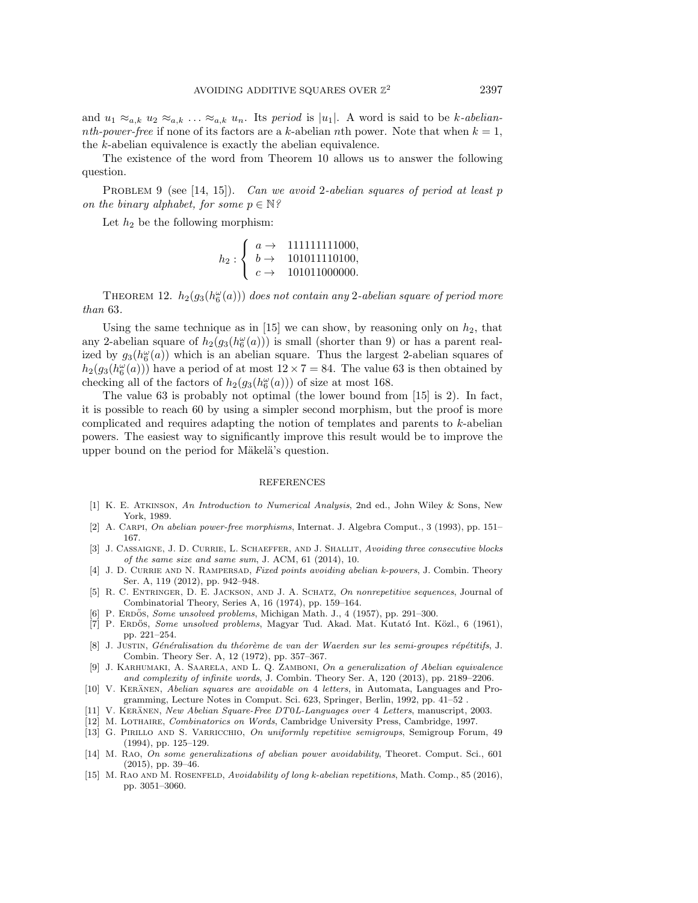and $u_1 \approx_{a,k} u_2 \approx_{a,k} \ldots \approx_{a,k} u_n$. Its *period* is $|u_1|$. A word is said to be *k-abelian-nth-power-free* if none of its factors are a $k$-abelian $n$th power. Note that when $k = 1$, the $k$-abelian equivalence is exactly the abelian equivalence.

The existence of the word from Theorem 10 allows us to answer the following question.

Problem 9 (see [14, 15]). *Can we avoid 2-abelian squares of period at least $p$ on the binary alphabet, for some $p \in \mathbb{N}$?*

Let $h_2$ be the following morphism:

$$h_2 : \begin{cases} a \to & 111111111000, \\ b \to & 101011110100, \\ c \to & 101011000000. \end{cases}$$

Theorem 12. *$h_2(g_3(h_6^\omega(a)))$ does not contain any 2-abelian square of period more than 63.*

Using the same technique as in [15] we can show, by reasoning only on $h_2$, that any 2-abelian square of $h_2(g_3(h_6^\omega(a)))$ is small (shorter than 9) or has a parent realized by $g_3(h_6^\omega(a))$ which is an abelian square. Thus the largest 2-abelian squares of $h_2(g_3(h_6^\omega(a)))$ have a period of at most $12 \times 7 = 84$. The value 63 is then obtained by checking all of the factors of $h_2(g_3(h_6^\omega(a)))$ of size at most 168.

The value 63 is probably not optimal (the lower bound from [15] is 2). In fact, it is possible to reach 60 by using a simpler second morphism, but the proof is more complicated and requires adapting the notion of templates and parents to $k$-abelian powers. The easiest way to significantly improve this result would be to improve the upper bound on the period for Mäkelä's question.

## REFERENCES

[1] K. E. Atkinson, *An Introduction to Numerical Analysis*, 2nd ed., John Wiley & Sons, New York, 1989.

[2] A. Carpi, *On abelian power-free morphisms*, Internat. J. Algebra Comput., 3 (1993), pp. 151–167.

[3] J. Cassaigne, J. D. Currie, L. Schaeffer, and J. Shallit, *Avoiding three consecutive blocks of the same size and same sum*, J. ACM, 61 (2014), 10.

[4] J. D. Currie and N. Rampersad, *Fixed points avoiding abelian k-powers*, J. Combin. Theory Ser. A, 119 (2012), pp. 942–948.

[5] R. C. Entringer, D. E. Jackson, and J. A. Schatz, *On nonrepetitive sequences*, Journal of Combinatorial Theory, Series A, 16 (1974), pp. 159–164.

[6] P. Erdős, *Some unsolved problems*, Michigan Math. J., 4 (1957), pp. 291–300.

[7] P. Erdős, *Some unsolved problems*, Magyar Tud. Akad. Mat. Kutató Int. Közl., 6 (1961), pp. 221–254.

[8] J. Justin, *Généralisation du théorème de van der Waerden sur les semi-groupes répétitifs*, J. Combin. Theory Ser. A, 12 (1972), pp. 357–367.

[9] J. Karhumaki, A. Saarela, and L. Q. Zamboni, *On a generalization of Abelian equivalence and complexity of infinite words*, J. Combin. Theory Ser. A, 120 (2013), pp. 2189–2206.

[10] V. Keränen, *Abelian squares are avoidable on 4 letters*, in Automata, Languages and Programming, Lecture Notes in Comput. Sci. 623, Springer, Berlin, 1992, pp. 41–52 .

[11] V. Keränen, *New Abelian Square-Free DT0L-Languages over 4 Letters*, manuscript, 2003.

[12] M. Lothaire, *Combinatorics on Words*, Cambridge University Press, Cambridge, 1997.

[13] G. Pirillo and S. Varricchio, *On uniformly repetitive semigroups*, Semigroup Forum, 49 (1994), pp. 125–129.

[14] M. Rao, *On some generalizations of abelian power avoidability*, Theoret. Comput. Sci., 601 (2015), pp. 39–46.

[15] M. Rao and M. Rosenfeld, *Avoidability of long k-abelian repetitions*, Math. Comp., 85 (2016), pp. 3051–3060.